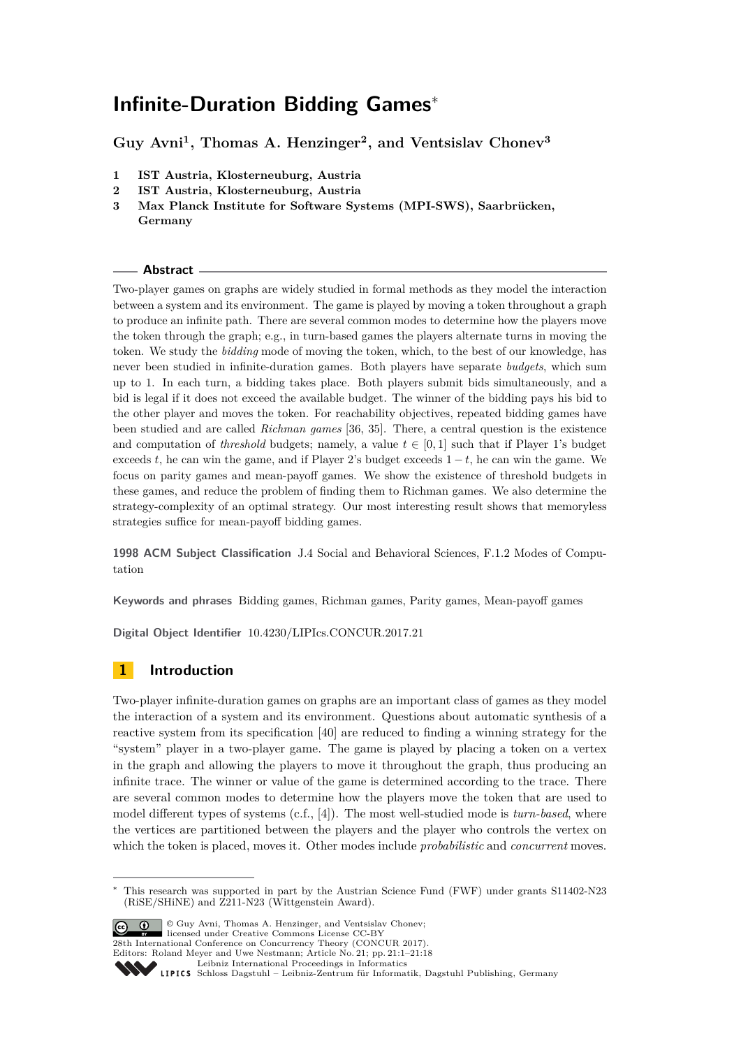# Infinite-Duration Bidding Games*

**Guy Avni[1], Thomas A. Henzinger[2], and Ventsislav Chonev[3]**

1. **IST Austria, Klosterneuburg, Austria**
2. **IST Austria, Klosterneuburg, Austria**
3. **Max Planck Institute for Software Systems (MPI-SWS), Saarbrücken, Germany**

## Abstract

Two-player games on graphs are widely studied in formal methods as they model the interaction between a system and its environment. The game is played by moving a token throughout a graph to produce an infinite path. There are several common modes to determine how the players move the token through the graph; e.g., in turn-based games the players alternate turns in moving the token. We study the *bidding* mode of moving the token, which, to the best of our knowledge, has never been studied in infinite-duration games. Both players have separate *budgets*, which sum up to 1. In each turn, a bidding takes place. Both players submit bids simultaneously, and a bid is legal if it does not exceed the available budget. The winner of the bidding pays his bid to the other player and moves the token. For reachability objectives, repeated bidding games have been studied and are called *Richman games* [36, 35]. There, a central question is the existence and computation of *threshold* budgets; namely, a value $t \in [0, 1]$ such that if Player 1's budget exceeds $t$, he can win the game, and if Player 2's budget exceeds $1 - t$, he can win the game. We focus on parity games and mean-payoff games. We show the existence of threshold budgets in these games, and reduce the problem of finding them to Richman games. We also determine the strategy-complexity of an optimal strategy. Our most interesting result shows that memoryless strategies suffice for mean-payoff bidding games.

**1998 ACM Subject Classification** J.4 Social and Behavioral Sciences, F.1.2 Modes of Computation

**Keywords and phrases** Bidding games, Richman games, Parity games, Mean-payoff games

**Digital Object Identifier** 10.4230/LIPIcs.CONCUR.2017.21

## 1 Introduction

Two-player infinite-duration games on graphs are an important class of games as they model the interaction of a system and its environment. Questions about automatic synthesis of a reactive system from its specification [40] are reduced to finding a winning strategy for the "system" player in a two-player game. The game is played by placing a token on a vertex in the graph and allowing the players to move it throughout the graph, thus producing an infinite trace. The winner or value of the game is determined according to the trace. There are several common modes to determine how the players move the token that are used to model different types of systems (c.f., [4]). The most well-studied mode is *turn-based*, where the vertices are partitioned between the players and the player who controls the vertex on which the token is placed, moves it. Other modes include *probabilistic* and *concurrent* moves.

---

* This research was supported in part by the Austrian Science Fund (FWF) under grants S11402-N23 (RiSE/SHiNE) and Z211-N23 (Wittgenstein Award).

© Guy Avni, Thomas A. Henzinger, and Ventsislav Chonev; licensed under Creative Commons License CC-BY
28th International Conference on Concurrency Theory (CONCUR 2017).
Editors: Roland Meyer and Uwe Nestmann; Article No. 21; pp. 21:1–21:18
Leibniz International Proceedings in Informatics
Schloss Dagstuhl – Leibniz-Zentrum für Informatik, Dagstuhl Publishing, Germany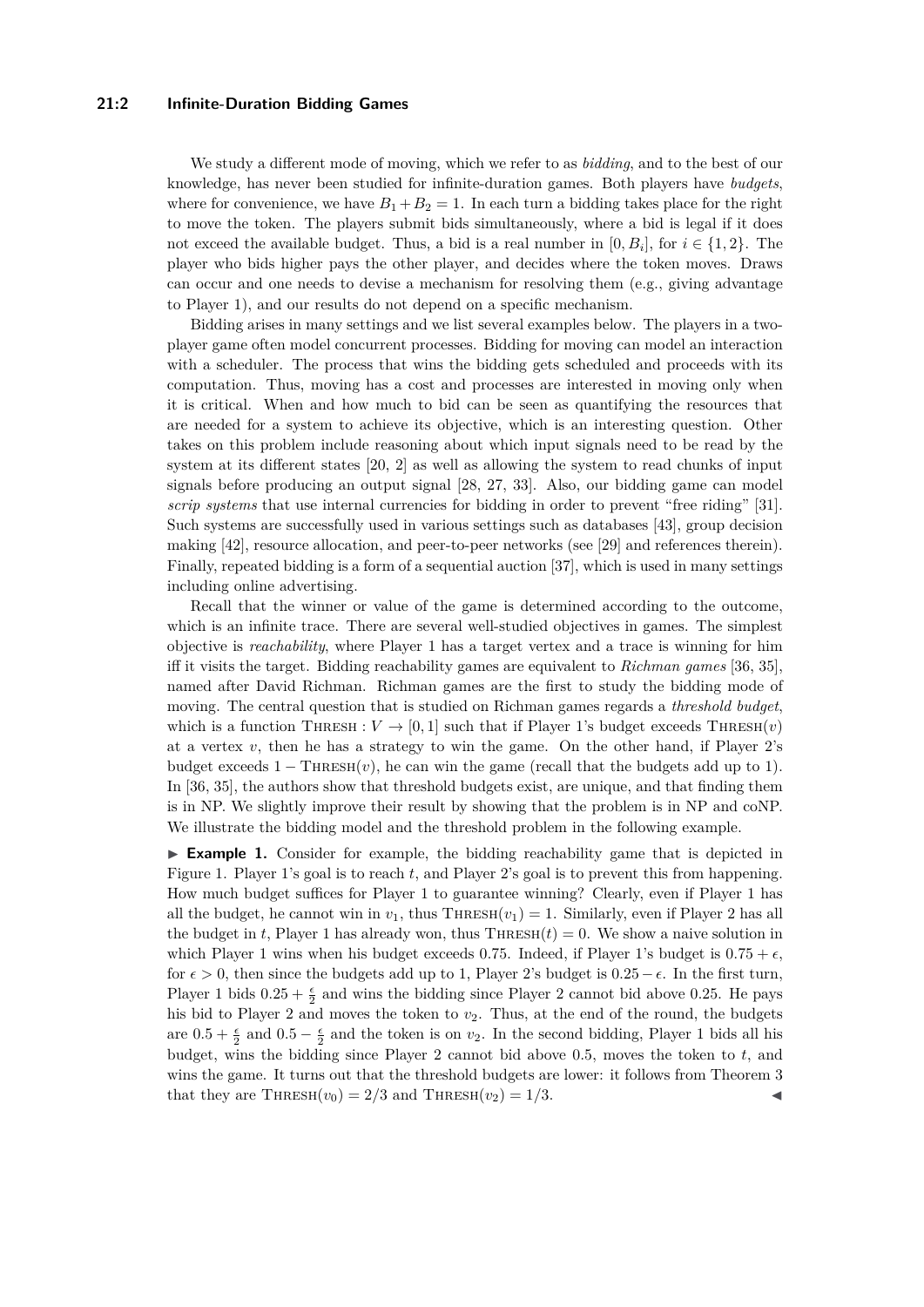We study a different mode of moving, which we refer to as *bidding*, and to the best of our knowledge, has never been studied for infinite-duration games. Both players have *budgets*, where for convenience, we have $B_1 + B_2 = 1$. In each turn a bidding takes place for the right to move the token. The players submit bids simultaneously, where a bid is legal if it does not exceed the available budget. Thus, a bid is a real number in $[0, B_i]$, for $i \in \{1, 2\}$. The player who bids higher pays the other player, and decides where the token moves. Draws can occur and one needs to devise a mechanism for resolving them (e.g., giving advantage to Player 1), and our results do not depend on a specific mechanism.

Bidding arises in many settings and we list several examples below. The players in a two-player game often model concurrent processes. Bidding for moving can model an interaction with a scheduler. The process that wins the bidding gets scheduled and proceeds with its computation. Thus, moving has a cost and processes are interested in moving only when it is critical. When and how much to bid can be seen as quantifying the resources that are needed for a system to achieve its objective, which is an interesting question. Other takes on this problem include reasoning about which input signals need to be read by the system at its different states [20, 2] as well as allowing the system to read chunks of input signals before producing an output signal [28, 27, 33]. Also, our bidding game can model *scrip systems* that use internal currencies for bidding in order to prevent "free riding" [31]. Such systems are successfully used in various settings such as databases [43], group decision making [42], resource allocation, and peer-to-peer networks (see [29] and references therein). Finally, repeated bidding is a form of a sequential auction [37], which is used in many settings including online advertising.

Recall that the winner or value of the game is determined according to the outcome, which is an infinite trace. There are several well-studied objectives in games. The simplest objective is *reachability*, where Player 1 has a target vertex and a trace is winning for him iff it visits the target. Bidding reachability games are equivalent to *Richman games* [36, 35], named after David Richman. Richman games are the first to study the bidding mode of moving. The central question that is studied on Richman games regards a *threshold budget*, which is a function $\text{Thresh} : V \to [0, 1]$ such that if Player 1's budget exceeds $\text{Thresh}(v)$ at a vertex $v$, then he has a strategy to win the game. On the other hand, if Player 2's budget exceeds $1 - \text{Thresh}(v)$, he can win the game (recall that the budgets add up to 1). In [36, 35], the authors show that threshold budgets exist, are unique, and that finding them is in NP. We slightly improve their result by showing that the problem is in NP and coNP. We illustrate the bidding model and the threshold problem in the following example.

▶ **Example 1.** Consider for example, the bidding reachability game that is depicted in Figure 1. Player 1's goal is to reach $t$, and Player 2's goal is to prevent this from happening. How much budget suffices for Player 1 to guarantee winning? Clearly, even if Player 1 has all the budget, he cannot win in $v_1$, thus $\text{Thresh}(v_1) = 1$. Similarly, even if Player 2 has all the budget in $t$, Player 1 has already won, thus $\text{Thresh}(t) = 0$. We show a naive solution in which Player 1 wins when his budget exceeds 0.75. Indeed, if Player 1's budget is $0.75 + \epsilon$, for $\epsilon > 0$, then since the budgets add up to 1, Player 2's budget is $0.25 - \epsilon$. In the first turn, Player 1 bids $0.25 + \frac{\epsilon}{2}$ and wins the bidding since Player 2 cannot bid above 0.25. He pays his bid to Player 2 and moves the token to $v_2$. Thus, at the end of the round, the budgets are $0.5 + \frac{\epsilon}{2}$ and $0.5 - \frac{\epsilon}{2}$ and the token is on $v_2$. In the second bidding, Player 1 bids all his budget, wins the bidding since Player 2 cannot bid above 0.5, moves the token to $t$, and wins the game. It turns out that the threshold budgets are lower: it follows from Theorem 3 that they are $\text{Thresh}(v_0) = 2/3$ and $\text{Thresh}(v_2) = 1/3$. ◀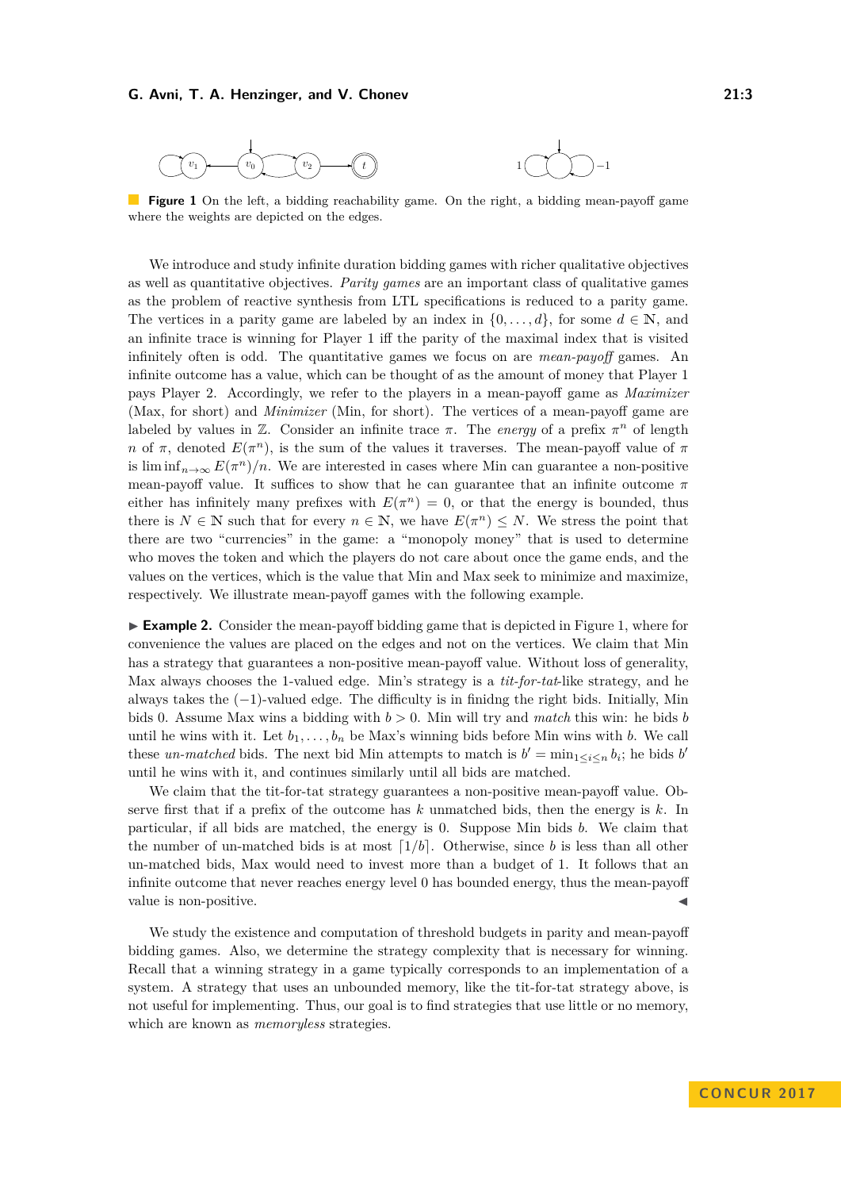**Figure 1** On the left, a bidding reachability game. On the right, a bidding mean-payoff game where the weights are depicted on the edges.

We introduce and study infinite duration bidding games with richer qualitative objectives as well as quantitative objectives. *Parity games* are an important class of qualitative games as the problem of reactive synthesis from LTL specifications is reduced to a parity game. The vertices in a parity game are labeled by an index in $\{0, \ldots, d\}$, for some $d \in \mathbb{N}$, and an infinite trace is winning for Player 1 iff the parity of the maximal index that is visited infinitely often is odd. The quantitative games we focus on are *mean-payoff* games. An infinite outcome has a value, which can be thought of as the amount of money that Player 1 pays Player 2. Accordingly, we refer to the players in a mean-payoff game as *Maximizer* (Max, for short) and *Minimizer* (Min, for short). The vertices of a mean-payoff game are labeled by values in $\mathbb{Z}$. Consider an infinite trace $\pi$. The *energy* of a prefix $\pi^n$ of length $n$ of $\pi$, denoted $E(\pi^n)$, is the sum of the values it traverses. The mean-payoff value of $\pi$ is $\liminf_{n\to\infty} E(\pi^n)/n$. We are interested in cases where Min can guarantee a non-positive mean-payoff value. It suffices to show that he can guarantee that an infinite outcome $\pi$ either has infinitely many prefixes with $E(\pi^n) = 0$, or that the energy is bounded, thus there is $N \in \mathbb{N}$ such that for every $n \in \mathbb{N}$, we have $E(\pi^n) \leq N$. We stress the point that there are two "currencies" in the game: a "monopoly money" that is used to determine who moves the token and which the players do not care about once the game ends, and the values on the vertices, which is the value that Min and Max seek to minimize and maximize, respectively. We illustrate mean-payoff games with the following example.

▶ **Example 2.** Consider the mean-payoff bidding game that is depicted in Figure 1, where for convenience the values are placed on the edges and not on the vertices. We claim that Min has a strategy that guarantees a non-positive mean-payoff value. Without loss of generality, Max always chooses the 1-valued edge. Min's strategy is a *tit-for-tat*-like strategy, and he always takes the $(-1)$-valued edge. The difficulty is in finidng the right bids. Initially, Min bids 0. Assume Max wins a bidding with $b > 0$. Min will try and *match* this win: he bids $b$ until he wins with it. Let $b_1, \ldots, b_n$ be Max's winning bids before Min wins with $b$. We call these *un-matched* bids. The next bid Min attempts to match is $b' = \min_{1 \leq i \leq n} b_i$; he bids $b'$ until he wins with it, and continues similarly until all bids are matched.

We claim that the tit-for-tat strategy guarantees a non-positive mean-payoff value. Observe first that if a prefix of the outcome has $k$ unmatched bids, then the energy is $k$. In particular, if all bids are matched, the energy is 0. Suppose Min bids $b$. We claim that the number of un-matched bids is at most $\lceil 1/b \rceil$. Otherwise, since $b$ is less than all other un-matched bids, Max would need to invest more than a budget of 1. It follows that an infinite outcome that never reaches energy level 0 has bounded energy, thus the mean-payoff value is non-positive. ◀

We study the existence and computation of threshold budgets in parity and mean-payoff bidding games. Also, we determine the strategy complexity that is necessary for winning. Recall that a winning strategy in a game typically corresponds to an implementation of a system. A strategy that uses an unbounded memory, like the tit-for-tat strategy above, is not useful for implementing. Thus, our goal is to find strategies that use little or no memory, which are known as *memoryless* strategies.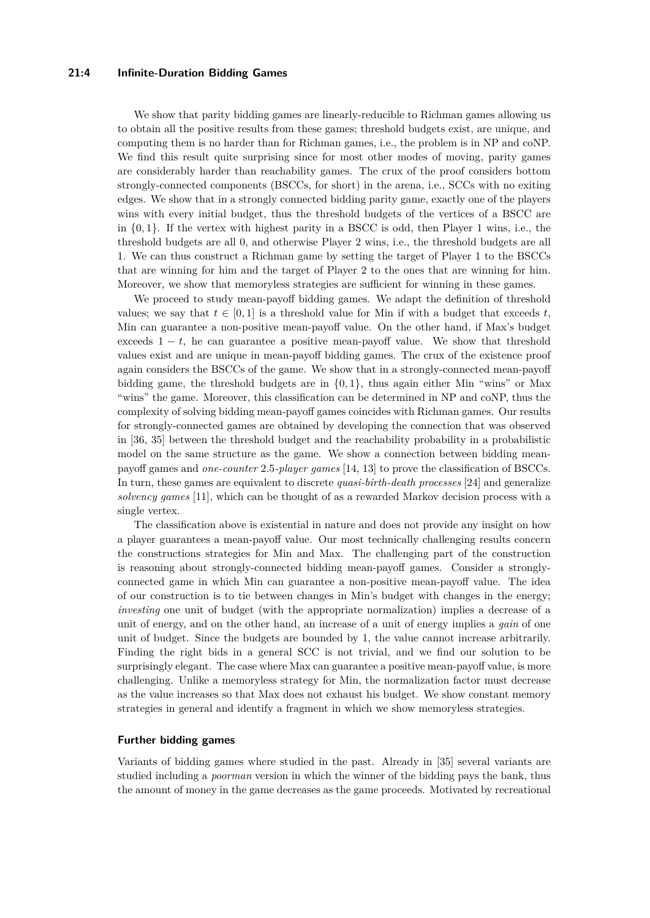We show that parity bidding games are linearly-reducible to Richman games allowing us to obtain all the positive results from these games; threshold budgets exist, are unique, and computing them is no harder than for Richman games, i.e., the problem is in NP and coNP. We find this result quite surprising since for most other modes of moving, parity games are considerably harder than reachability games. The crux of the proof considers bottom strongly-connected components (BSCCs, for short) in the arena, i.e., SCCs with no exiting edges. We show that in a strongly connected bidding parity game, exactly one of the players wins with every initial budget, thus the threshold budgets of the vertices of a BSCC are in $\{0, 1\}$. If the vertex with highest parity in a BSCC is odd, then Player 1 wins, i.e., the threshold budgets are all 0, and otherwise Player 2 wins, i.e., the threshold budgets are all 1. We can thus construct a Richman game by setting the target of Player 1 to the BSCCs that are winning for him and the target of Player 2 to the ones that are winning for him. Moreover, we show that memoryless strategies are sufficient for winning in these games.

We proceed to study mean-payoff bidding games. We adapt the definition of threshold values; we say that $t \in [0, 1]$ is a threshold value for Min if with a budget that exceeds $t$, Min can guarantee a non-positive mean-payoff value. On the other hand, if Max's budget exceeds $1 - t$, he can guarantee a positive mean-payoff value. We show that threshold values exist and are unique in mean-payoff bidding games. The crux of the existence proof again considers the BSCCs of the game. We show that in a strongly-connected mean-payoff bidding game, the threshold budgets are in $\{0, 1\}$, thus again either Min "wins" or Max "wins" the game. Moreover, this classification can be determined in NP and coNP, thus the complexity of solving bidding mean-payoff games coincides with Richman games. Our results for strongly-connected games are obtained by developing the connection that was observed in [36, 35] between the threshold budget and the reachability probability in a probabilistic model on the same structure as the game. We show a connection between bidding mean-payoff games and *one-counter* 2.5*-player games* [14, 13] to prove the classification of BSCCs. In turn, these games are equivalent to discrete *quasi-birth-death processes* [24] and generalize *solvency games* [11], which can be thought of as a rewarded Markov decision process with a single vertex.

The classification above is existential in nature and does not provide any insight on how a player guarantees a mean-payoff value. Our most technically challenging results concern the constructions strategies for Min and Max. The challenging part of the construction is reasoning about strongly-connected bidding mean-payoff games. Consider a strongly-connected game in which Min can guarantee a non-positive mean-payoff value. The idea of our construction is to tie between changes in Min's budget with changes in the energy; *investing* one unit of budget (with the appropriate normalization) implies a decrease of a unit of energy, and on the other hand, an increase of a unit of energy implies a *gain* of one unit of budget. Since the budgets are bounded by 1, the value cannot increase arbitrarily. Finding the right bids in a general SCC is not trivial, and we find our solution to be surprisingly elegant. The case where Max can guarantee a positive mean-payoff value, is more challenging. Unlike a memoryless strategy for Min, the normalization factor must decrease as the value increases so that Max does not exhaust his budget. We show constant memory strategies in general and identify a fragment in which we show memoryless strategies.

### Further bidding games

Variants of bidding games where studied in the past. Already in [35] several variants are studied including a *poorman* version in which the winner of the bidding pays the bank, thus the amount of money in the game decreases as the game proceeds. Motivated by recreational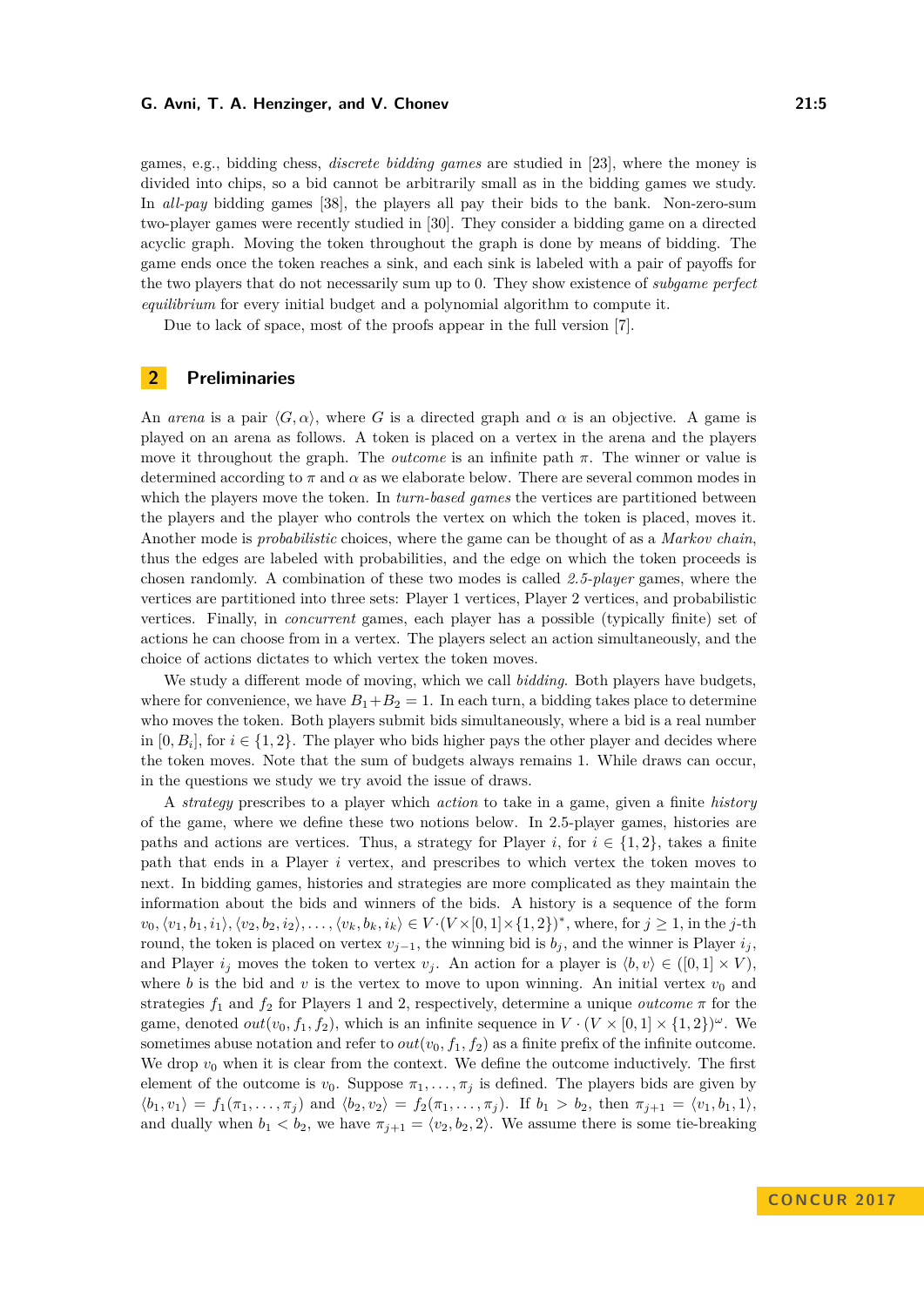games, e.g., bidding chess, *discrete bidding games* are studied in [23], where the money is divided into chips, so a bid cannot be arbitrarily small as in the bidding games we study. In *all-pay* bidding games [38], the players all pay their bids to the bank. Non-zero-sum two-player games were recently studied in [30]. They consider a bidding game on a directed acyclic graph. Moving the token throughout the graph is done by means of bidding. The game ends once the token reaches a sink, and each sink is labeled with a pair of payoffs for the two players that do not necessarily sum up to 0. They show existence of *subgame perfect equilibrium* for every initial budget and a polynomial algorithm to compute it.

Due to lack of space, most of the proofs appear in the full version [7].

## 2 Preliminaries

An *arena* is a pair $\langle G, \alpha \rangle$, where $G$ is a directed graph and $\alpha$ is an objective. A game is played on an arena as follows. A token is placed on a vertex in the arena and the players move it throughout the graph. The *outcome* is an infinite path $\pi$. The winner or value is determined according to $\pi$ and $\alpha$ as we elaborate below. There are several common modes in which the players move the token. In *turn-based games* the vertices are partitioned between the players and the player who controls the vertex on which the token is placed, moves it. Another mode is *probabilistic* choices, where the game can be thought of as a *Markov chain*, thus the edges are labeled with probabilities, and the edge on which the token proceeds is chosen randomly. A combination of these two modes is called *2.5-player* games, where the vertices are partitioned into three sets: Player 1 vertices, Player 2 vertices, and probabilistic vertices. Finally, in *concurrent* games, each player has a possible (typically finite) set of actions he can choose from in a vertex. The players select an action simultaneously, and the choice of actions dictates to which vertex the token moves.

We study a different mode of moving, which we call *bidding*. Both players have budgets, where for convenience, we have $B_1 + B_2 = 1$. In each turn, a bidding takes place to determine who moves the token. Both players submit bids simultaneously, where a bid is a real number in $[0, B_i]$, for $i \in \{1, 2\}$. The player who bids higher pays the other player and decides where the token moves. Note that the sum of budgets always remains 1. While draws can occur, in the questions we study we try avoid the issue of draws.

A *strategy* prescribes to a player which *action* to take in a game, given a finite *history* of the game, where we define these two notions below. In 2.5-player games, histories are paths and actions are vertices. Thus, a strategy for Player $i$, for $i \in \{1, 2\}$, takes a finite path that ends in a Player $i$ vertex, and prescribes to which vertex the token moves to next. In bidding games, histories and strategies are more complicated as they maintain the information about the bids and winners of the bids. A history is a sequence of the form $v_0, \langle v_1, b_1, i_1 \rangle, \langle v_2, b_2, i_2 \rangle, \ldots, \langle v_k, b_k, i_k \rangle \in V \cdot (V \times [0,1] \times \{1, 2\})^*$, where, for $j \geq 1$, in the $j$-th round, the token is placed on vertex $v_{j-1}$, the winning bid is $b_j$, and the winner is Player $i_j$, and Player $i_j$ moves the token to vertex $v_j$. An action for a player is $\langle b, v \rangle \in ([0, 1] \times V)$, where $b$ is the bid and $v$ is the vertex to move to upon winning. An initial vertex $v_0$ and strategies $f_1$ and $f_2$ for Players 1 and 2, respectively, determine a unique *outcome* $\pi$ for the game, denoted $out(v_0, f_1, f_2)$, which is an infinite sequence in $V \cdot (V \times [0,1] \times \{1, 2\})^\omega$. We sometimes abuse notation and refer to $out(v_0, f_1, f_2)$ as a finite prefix of the infinite outcome. We drop $v_0$ when it is clear from the context. We define the outcome inductively. The first element of the outcome is $v_0$. Suppose $\pi_1, \ldots, \pi_j$ is defined. The players bids are given by $\langle b_1, v_1 \rangle = f_1(\pi_1, \ldots, \pi_j)$ and $\langle b_2, v_2 \rangle = f_2(\pi_1, \ldots, \pi_j)$. If $b_1 > b_2$, then $\pi_{j+1} = \langle v_1, b_1, 1 \rangle$, and dually when $b_1 < b_2$, we have $\pi_{j+1} = \langle v_2, b_2, 2 \rangle$. We assume there is some tie-breaking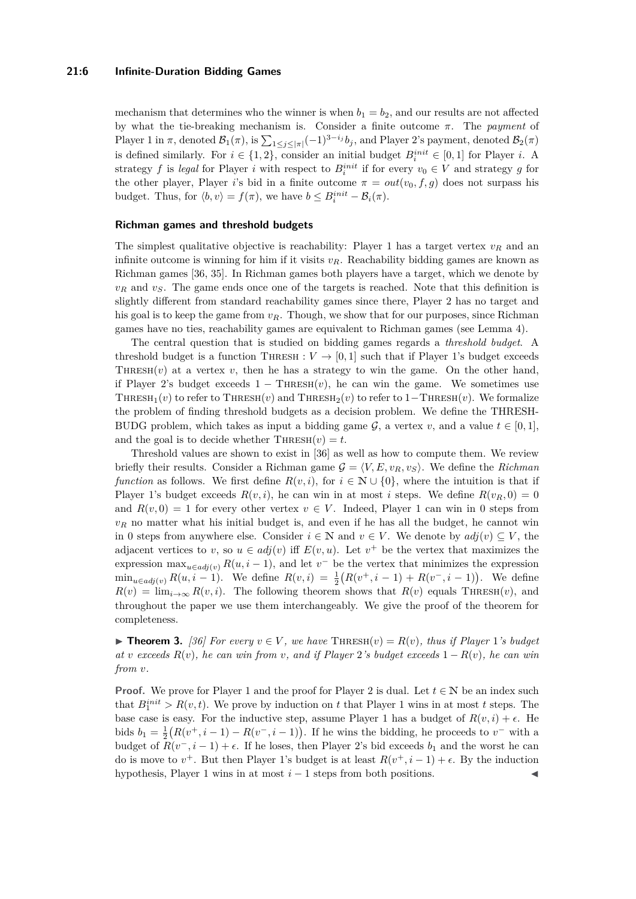mechanism that determines who the winner is when $b_1 = b_2$, and our results are not affected by what the tie-breaking mechanism is. Consider a finite outcome $\pi$. The *payment* of Player 1 in $\pi$, denoted $\mathcal{B}_1(\pi)$, is $\sum_{1 \leq j \leq |\pi|} (-1)^{3-i_j} b_j$, and Player 2's payment, denoted $\mathcal{B}_2(\pi)$ is defined similarly. For $i \in \{1, 2\}$, consider an initial budget $B_i^{init} \in [0, 1]$ for Player $i$. A strategy $f$ is *legal* for Player $i$ with respect to $B_i^{init}$ if for every $v_0 \in V$ and strategy $g$ for the other player, Player $i$'s bid in a finite outcome $\pi = out(v_0, f, g)$ does not surpass his budget. Thus, for $\langle b, v \rangle = f(\pi)$, we have $b \leq B_i^{init} - \mathcal{B}_i(\pi)$.

### Richman games and threshold budgets

The simplest qualitative objective is reachability: Player 1 has a target vertex $v_R$ and an infinite outcome is winning for him if it visits $v_R$. Reachability bidding games are known as Richman games [36, 35]. In Richman games both players have a target, which we denote by $v_R$ and $v_S$. The game ends once one of the targets is reached. Note that this definition is slightly different from standard reachability games since there, Player 2 has no target and his goal is to keep the game from $v_R$. Though, we show that for our purposes, since Richman games have no ties, reachability games are equivalent to Richman games (see Lemma 4).

The central question that is studied on bidding games regards a *threshold budget*. A threshold budget is a function $\text{THRESH} : V \to [0, 1]$ such that if Player 1's budget exceeds $\text{THRESH}(v)$ at a vertex $v$, then he has a strategy to win the game. On the other hand, if Player 2's budget exceeds $1 - \text{THRESH}(v)$, he can win the game. We sometimes use $\text{THRESH}_1(v)$ to refer to $\text{THRESH}(v)$ and $\text{THRESH}_2(v)$ to refer to $1 - \text{THRESH}(v)$. We formalize the problem of finding threshold budgets as a decision problem. We define the THRESH-BUDG problem, which takes as input a bidding game $\mathcal{G}$, a vertex $v$, and a value $t \in [0, 1]$, and the goal is to decide whether $\text{THRESH}(v) = t$.

Threshold values are shown to exist in [36] as well as how to compute them. We review briefly their results. Consider a Richman game $\mathcal{G} = \langle V, E, v_R, v_S \rangle$. We define the *Richman function* as follows. We first define $R(v, i)$, for $i \in \mathbb{N} \cup \{0\}$, where the intuition is that if Player 1's budget exceeds $R(v, i)$, he can win in at most $i$ steps. We define $R(v_R, 0) = 0$ and $R(v, 0) = 1$ for every other vertex $v \in V$. Indeed, Player 1 can win in 0 steps from $v_R$ no matter what his initial budget is, and even if he has all the budget, he cannot win in 0 steps from anywhere else. Consider $i \in \mathbb{N}$ and $v \in V$. We denote by $adj(v) \subseteq V$, the adjacent vertices to $v$, so $u \in adj(v)$ iff $E(v, u)$. Let $v^+$ be the vertex that maximizes the expression $\max_{u \in adj(v)} R(u, i-1)$, and let $v^-$ be the vertex that minimizes the expression $\min_{u \in adj(v)} R(u, i-1)$. We define $R(v, i) = \frac{1}{2}\big(R(v^+, i-1) + R(v^-, i-1)\big)$. We define $R(v) = \lim_{i \to \infty} R(v, i)$. The following theorem shows that $R(v)$ equals $\text{THRESH}(v)$, and throughout the paper we use them interchangeably. We give the proof of the theorem for completeness.

▶ **Theorem 3.** *[36] For every $v \in V$, we have $\text{THRESH}(v) = R(v)$, thus if Player 1's budget at $v$ exceeds $R(v)$, he can win from $v$, and if Player 2's budget exceeds $1 - R(v)$, he can win from $v$.*

**Proof.** We prove for Player 1 and the proof for Player 2 is dual. Let $t \in \mathbb{N}$ be an index such that $B_1^{init} > R(v, t)$. We prove by induction on $t$ that Player 1 wins in at most $t$ steps. The base case is easy. For the inductive step, assume Player 1 has a budget of $R(v, i) + \epsilon$. He bids $b_1 = \frac{1}{2}\big(R(v^+, i-1) - R(v^-, i-1)\big)$. If he wins the bidding, he proceeds to $v^-$ with a budget of $R(v^-, i-1) + \epsilon$. If he loses, then Player 2's bid exceeds $b_1$ and the worst he can do is move to $v^+$. But then Player 1's budget is at least $R(v^+, i-1) + \epsilon$. By the induction hypothesis, Player 1 wins in at most $i - 1$ steps from both positions. ◀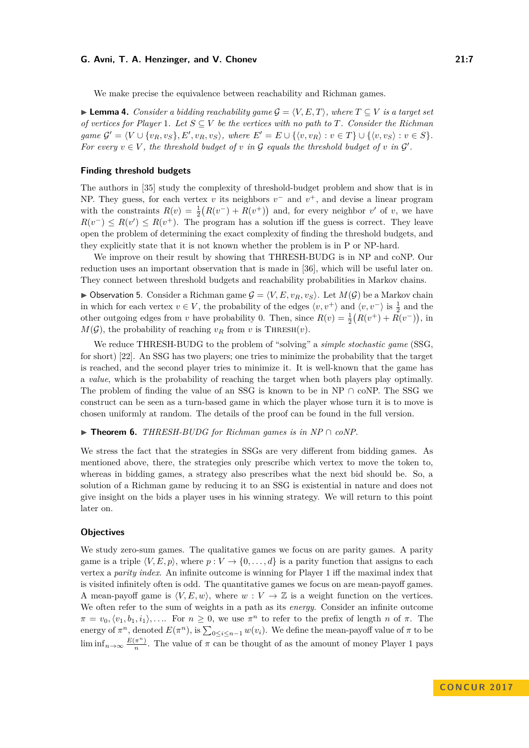We make precise the equivalence between reachability and Richman games.

▶ **Lemma 4.** *Consider a bidding reachability game $\mathcal{G} = \langle V, E, T \rangle$, where $T \subseteq V$ is a target set of vertices for Player 1. Let $S \subseteq V$ be the vertices with no path to $T$. Consider the Richman game $\mathcal{G}' = \langle V \cup \{v_R, v_S\}, E', v_R, v_S \rangle$, where $E' = E \cup \{\langle v, v_R \rangle : v \in T\} \cup \{\langle v, v_S \rangle : v \in S\}$. For every $v \in V$, the threshold budget of $v$ in $\mathcal{G}$ equals the threshold budget of $v$ in $\mathcal{G}'$.*

### Finding threshold budgets

The authors in [35] study the complexity of threshold-budget problem and show that is in NP. They guess, for each vertex $v$ its neighbors $v^-$ and $v^+$, and devise a linear program with the constraints $R(v) = \frac{1}{2}\big(R(v^-) + R(v^+)\big)$ and, for every neighbor $v'$ of $v$, we have $R(v^-) \leq R(v') \leq R(v^+)$. The program has a solution iff the guess is correct. They leave open the problem of determining the exact complexity of finding the threshold budgets, and they explicitly state that it is not known whether the problem is in P or NP-hard.

We improve on their result by showing that THRESH-BUDG is in NP and coNP. Our reduction uses an important observation that is made in [36], which will be useful later on. They connect between threshold budgets and reachability probabilities in Markov chains.

▶ Observation 5. Consider a Richman game $\mathcal{G} = \langle V, E, v_R, v_S \rangle$. Let $M(\mathcal{G})$ be a Markov chain in which for each vertex $v \in V$, the probability of the edges $\langle v, v^+ \rangle$ and $\langle v, v^- \rangle$ is $\frac{1}{2}$ and the other outgoing edges from $v$ have probability 0. Then, since $R(v) = \frac{1}{2}\big(R(v^+) + R(v^-)\big)$, in $M(\mathcal{G})$, the probability of reaching $v_R$ from $v$ is $\textsc{Thresh}(v)$.

We reduce THRESH-BUDG to the problem of "solving" a *simple stochastic game* (SSG, for short) [22]. An SSG has two players; one tries to minimize the probability that the target is reached, and the second player tries to minimize it. It is well-known that the game has a *value*, which is the probability of reaching the target when both players play optimally. The problem of finding the value of an SSG is known to be in NP ∩ coNP. The SSG we construct can be seen as a turn-based game in which the player whose turn it is to move is chosen uniformly at random. The details of the proof can be found in the full version.

▶ **Theorem 6.** *THRESH-BUDG for Richman games is in NP ∩ coNP.*

We stress the fact that the strategies in SSGs are very different from bidding games. As mentioned above, there, the strategies only prescribe which vertex to move the token to, whereas in bidding games, a strategy also prescribes what the next bid should be. So, a solution of a Richman game by reducing it to an SSG is existential in nature and does not give insight on the bids a player uses in his winning strategy. We will return to this point later on.

### Objectives

We study zero-sum games. The qualitative games we focus on are parity games. A parity game is a triple $\langle V, E, p \rangle$, where $p : V \to \{0, \ldots, d\}$ is a parity function that assigns to each vertex a *parity index*. An infinite outcome is winning for Player 1 iff the maximal index that is visited infinitely often is odd. The quantitative games we focus on are mean-payoff games. A mean-payoff game is $\langle V, E, w \rangle$, where $w : V \to \mathbb{Z}$ is a weight function on the vertices. We often refer to the sum of weights in a path as its *energy*. Consider an infinite outcome $\pi = v_0, \langle v_1, b_1, i_1 \rangle, \ldots$. For $n \geq 0$, we use $\pi^n$ to refer to the prefix of length $n$ of $\pi$. The energy of $\pi^n$, denoted $E(\pi^n)$, is $\sum_{0 \leq i \leq n-1} w(v_i)$. We define the mean-payoff value of $\pi$ to be $\liminf_{n \to \infty} \frac{E(\pi^n)}{n}$. The value of $\pi$ can be thought of as the amount of money Player 1 pays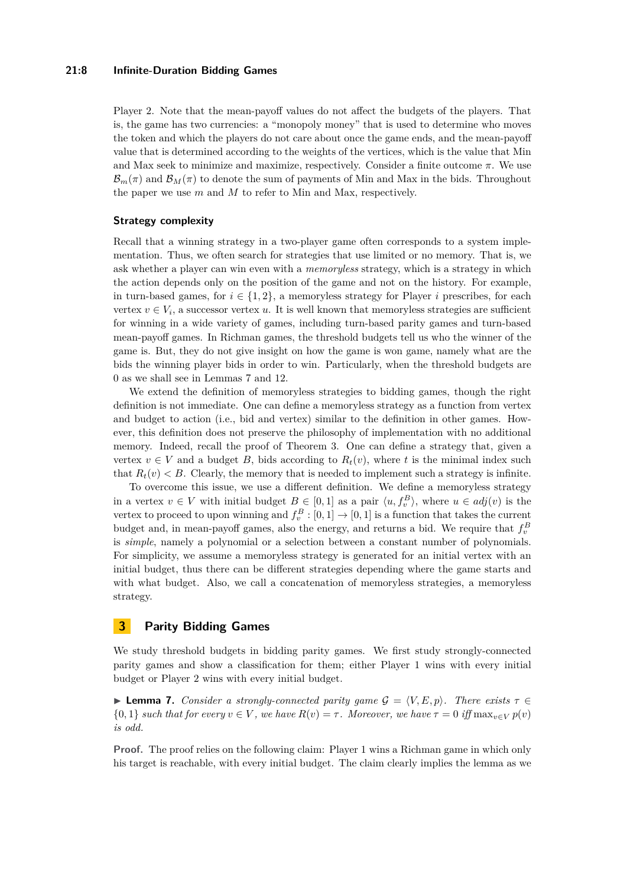Player 2. Note that the mean-payoff values do not affect the budgets of the players. That is, the game has two currencies: a "monopoly money" that is used to determine who moves the token and which the players do not care about once the game ends, and the mean-payoff value that is determined according to the weights of the vertices, which is the value that Min and Max seek to minimize and maximize, respectively. Consider a finite outcome $\pi$. We use $\mathcal{B}_m(\pi)$ and $\mathcal{B}_M(\pi)$ to denote the sum of payments of Min and Max in the bids. Throughout the paper we use $m$ and $M$ to refer to Min and Max, respectively.

### Strategy complexity

Recall that a winning strategy in a two-player game often corresponds to a system implementation. Thus, we often search for strategies that use limited or no memory. That is, we ask whether a player can win even with a *memoryless* strategy, which is a strategy in which the action depends only on the position of the game and not on the history. For example, in turn-based games, for $i \in \{1, 2\}$, a memoryless strategy for Player $i$ prescribes, for each vertex $v \in V_i$, a successor vertex $u$. It is well known that memoryless strategies are sufficient for winning in a wide variety of games, including turn-based parity games and turn-based mean-payoff games. In Richman games, the threshold budgets tell us who the winner of the game is. But, they do not give insight on how the game is won game, namely what are the bids the winning player bids in order to win. Particularly, when the threshold budgets are 0 as we shall see in Lemmas 7 and 12.

We extend the definition of memoryless strategies to bidding games, though the right definition is not immediate. One can define a memoryless strategy as a function from vertex and budget to action (i.e., bid and vertex) similar to the definition in other games. However, this definition does not preserve the philosophy of implementation with no additional memory. Indeed, recall the proof of Theorem 3. One can define a strategy that, given a vertex $v \in V$ and a budget $B$, bids according to $R_t(v)$, where $t$ is the minimal index such that $R_t(v) < B$. Clearly, the memory that is needed to implement such a strategy is infinite.

To overcome this issue, we use a different definition. We define a memoryless strategy in a vertex $v \in V$ with initial budget $B \in [0, 1]$ as a pair $\langle u, f_v^B \rangle$, where $u \in adj(v)$ is the vertex to proceed to upon winning and $f_v^B : [0, 1] \to [0, 1]$ is a function that takes the current budget and, in mean-payoff games, also the energy, and returns a bid. We require that $f_v^B$ is *simple*, namely a polynomial or a selection between a constant number of polynomials. For simplicity, we assume a memoryless strategy is generated for an initial vertex with an initial budget, thus there can be different strategies depending where the game starts and with what budget. Also, we call a concatenation of memoryless strategies, a memoryless strategy.

## 3 Parity Bidding Games

We study threshold budgets in bidding parity games. We first study strongly-connected parity games and show a classification for them; either Player 1 wins with every initial budget or Player 2 wins with every initial budget.

▶ **Lemma 7.** *Consider a strongly-connected parity game $\mathcal{G} = \langle V, E, p \rangle$. There exists $\tau \in \{0, 1\}$ such that for every $v \in V$, we have $R(v) = \tau$. Moreover, we have $\tau = 0$ iff $\max_{v \in V} p(v)$ is odd.*

**Proof.** The proof relies on the following claim: Player 1 wins a Richman game in which only his target is reachable, with every initial budget. The claim clearly implies the lemma as we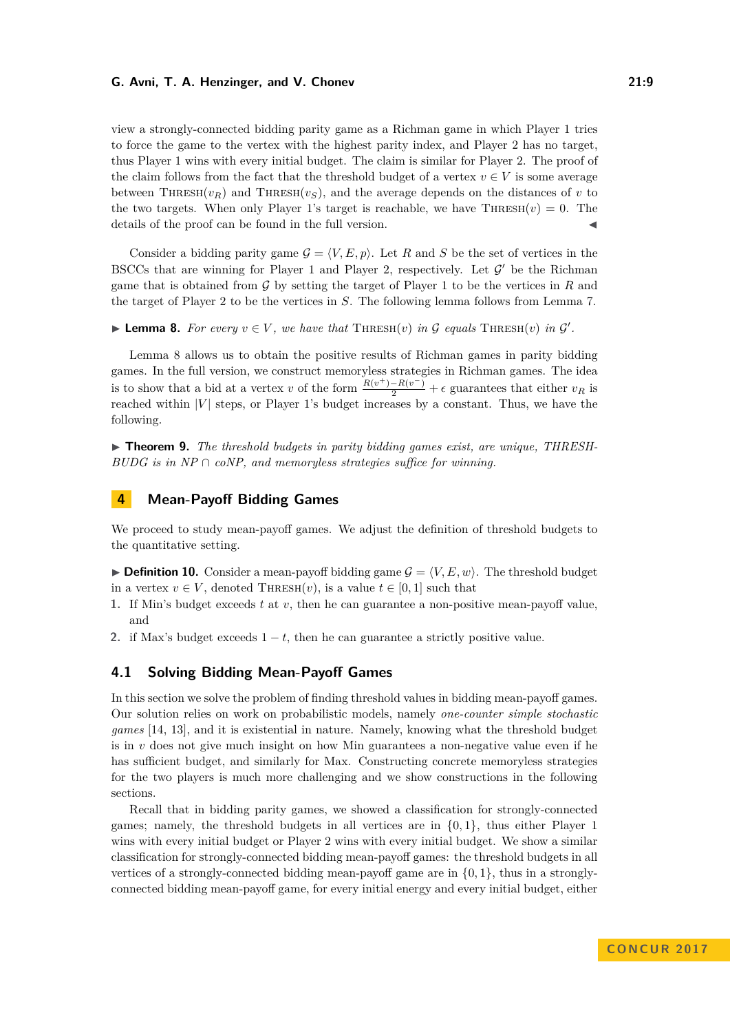view a strongly-connected bidding parity game as a Richman game in which Player 1 tries to force the game to the vertex with the highest parity index, and Player 2 has no target, thus Player 1 wins with every initial budget. The claim is similar for Player 2. The proof of the claim follows from the fact that the threshold budget of a vertex $v \in V$ is some average between $\text{THRESH}(v_R)$ and $\text{THRESH}(v_S)$, and the average depends on the distances of $v$ to the two targets. When only Player 1's target is reachable, we have $\text{THRESH}(v) = 0$. The details of the proof can be found in the full version. ◀

Consider a bidding parity game $\mathcal{G} = \langle V, E, p \rangle$. Let $R$ and $S$ be the set of vertices in the BSCCs that are winning for Player 1 and Player 2, respectively. Let $\mathcal{G}'$ be the Richman game that is obtained from $\mathcal{G}$ by setting the target of Player 1 to be the vertices in $R$ and the target of Player 2 to be the vertices in $S$. The following lemma follows from Lemma 7.

▶ **Lemma 8.** *For every $v \in V$, we have that $\text{THRESH}(v)$ in $\mathcal{G}$ equals $\text{THRESH}(v)$ in $\mathcal{G}'$.*

Lemma 8 allows us to obtain the positive results of Richman games in parity bidding games. In the full version, we construct memoryless strategies in Richman games. The idea is to show that a bid at a vertex $v$ of the form $\frac{R(v^+)-R(v^-)}{2} + \epsilon$ guarantees that either $v_R$ is reached within $|V|$ steps, or Player 1's budget increases by a constant. Thus, we have the following.

▶ **Theorem 9.** *The threshold budgets in parity bidding games exist, are unique, THRESH-BUDG is in NP ∩ coNP, and memoryless strategies suffice for winning.*

## 4 Mean-Payoff Bidding Games

We proceed to study mean-payoff games. We adjust the definition of threshold budgets to the quantitative setting.

▶ **Definition 10.** Consider a mean-payoff bidding game $\mathcal{G} = \langle V, E, w \rangle$. The threshold budget in a vertex $v \in V$, denoted $\text{THRESH}(v)$, is a value $t \in [0, 1]$ such that

1. If Min's budget exceeds $t$ at $v$, then he can guarantee a non-positive mean-payoff value, and
2. if Max's budget exceeds $1 - t$, then he can guarantee a strictly positive value.

### 4.1 Solving Bidding Mean-Payoff Games

In this section we solve the problem of finding threshold values in bidding mean-payoff games. Our solution relies on work on probabilistic models, namely *one-counter simple stochastic games* [14, 13], and it is existential in nature. Namely, knowing what the threshold budget is in $v$ does not give much insight on how Min guarantees a non-negative value even if he has sufficient budget, and similarly for Max. Constructing concrete memoryless strategies for the two players is much more challenging and we show constructions in the following sections.

Recall that in bidding parity games, we showed a classification for strongly-connected games; namely, the threshold budgets in all vertices are in $\{0, 1\}$, thus either Player 1 wins with every initial budget or Player 2 wins with every initial budget. We show a similar classification for strongly-connected bidding mean-payoff games: the threshold budgets in all vertices of a strongly-connected bidding mean-payoff game are in $\{0, 1\}$, thus in a strongly-connected bidding mean-payoff game, for every initial energy and every initial budget, either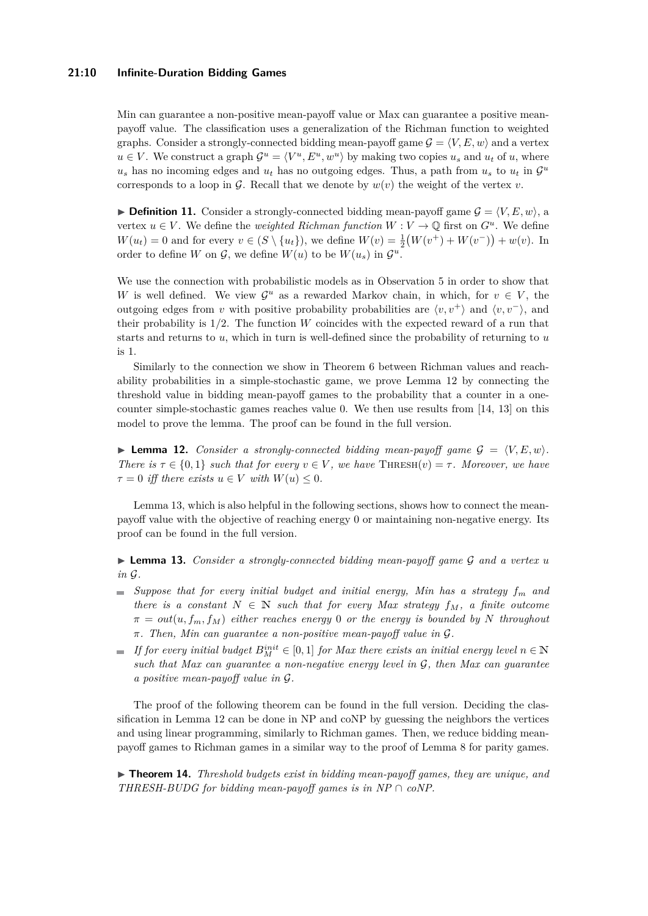Min can guarantee a non-positive mean-payoff value or Max can guarantee a positive mean-payoff value. The classification uses a generalization of the Richman function to weighted graphs. Consider a strongly-connected bidding mean-payoff game $\mathcal{G} = \langle V, E, w \rangle$ and a vertex $u \in V$. We construct a graph $\mathcal{G}^u = \langle V^u, E^u, w^u \rangle$ by making two copies $u_s$ and $u_t$ of $u$, where $u_s$ has no incoming edges and $u_t$ has no outgoing edges. Thus, a path from $u_s$ to $u_t$ in $\mathcal{G}^u$ corresponds to a loop in $\mathcal{G}$. Recall that we denote by $w(v)$ the weight of the vertex $v$.

▶ **Definition 11.** Consider a strongly-connected bidding mean-payoff game $\mathcal{G} = \langle V, E, w \rangle$, a vertex $u \in V$. We define the *weighted Richman function* $W : V \to \mathbb{Q}$ first on $G^u$. We define $W(u_t) = 0$ and for every $v \in (S \setminus \{u_t\})$, we define $W(v) = \frac{1}{2}\big(W(v^+) + W(v^-)\big) + w(v)$. In order to define $W$ on $\mathcal{G}$, we define $W(u)$ to be $W(u_s)$ in $\mathcal{G}^u$.

We use the connection with probabilistic models as in Observation 5 in order to show that $W$ is well defined. We view $\mathcal{G}^u$ as a rewarded Markov chain, in which, for $v \in V$, the outgoing edges from $v$ with positive probability probabilities are $\langle v, v^+ \rangle$ and $\langle v, v^- \rangle$, and their probability is $1/2$. The function $W$ coincides with the expected reward of a run that starts and returns to $u$, which in turn is well-defined since the probability of returning to $u$ is 1.

Similarly to the connection we show in Theorem 6 between Richman values and reachability probabilities in a simple-stochastic game, we prove Lemma 12 by connecting the threshold value in bidding mean-payoff games to the probability that a counter in a one-counter simple-stochastic games reaches value 0. We then use results from [14, 13] on this model to prove the lemma. The proof can be found in the full version.

▶ **Lemma 12.** *Consider a strongly-connected bidding mean-payoff game $\mathcal{G} = \langle V, E, w \rangle$. There is $\tau \in \{0, 1\}$ such that for every $v \in V$, we have* $\text{THRESH}(v) = \tau$. *Moreover, we have $\tau = 0$ iff there exists $u \in V$ with $W(u) \leq 0$.*

Lemma 13, which is also helpful in the following sections, shows how to connect the mean-payoff value with the objective of reaching energy 0 or maintaining non-negative energy. Its proof can be found in the full version.

▶ **Lemma 13.** *Consider a strongly-connected bidding mean-payoff game $\mathcal{G}$ and a vertex $u$ in $\mathcal{G}$.*

- *Suppose that for every initial budget and initial energy, Min has a strategy $f_m$ and there is a constant $N \in \mathbb{N}$ such that for every Max strategy $f_M$, a finite outcome $\pi = out(u, f_m, f_M)$ either reaches energy 0 or the energy is bounded by $N$ throughout $\pi$. Then, Min can guarantee a non-positive mean-payoff value in $\mathcal{G}$.*
- *If for every initial budget $B_M^{init} \in [0, 1]$ for Max there exists an initial energy level $n \in \mathbb{N}$ such that Max can guarantee a non-negative energy level in $\mathcal{G}$, then Max can guarantee a positive mean-payoff value in $\mathcal{G}$.*

The proof of the following theorem can be found in the full version. Deciding the classification in Lemma 12 can be done in NP and coNP by guessing the neighbors the vertices and using linear programming, similarly to Richman games. Then, we reduce bidding mean-payoff games to Richman games in a similar way to the proof of Lemma 8 for parity games.

▶ **Theorem 14.** *Threshold budgets exist in bidding mean-payoff games, they are unique, and THRESH-BUDG for bidding mean-payoff games is in NP $\cap$ coNP.*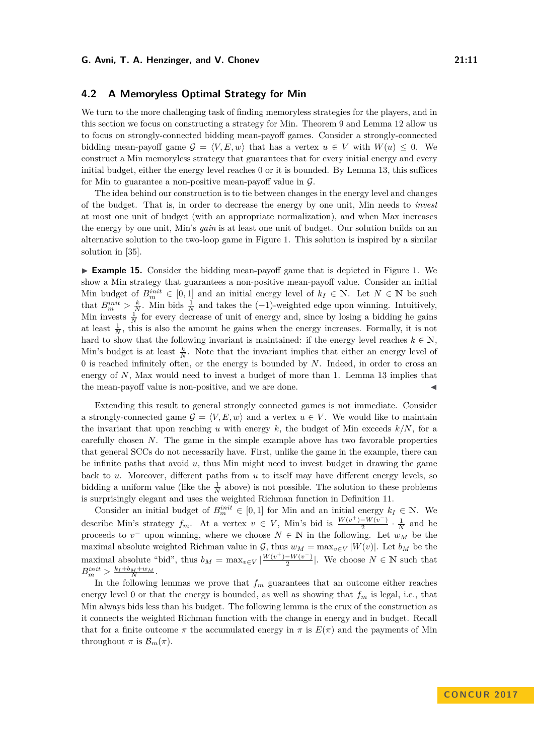## 4.2 A Memoryless Optimal Strategy for Min

We turn to the more challenging task of finding memoryless strategies for the players, and in this section we focus on constructing a strategy for Min. Theorem 9 and Lemma 12 allow us to focus on strongly-connected bidding mean-payoff games. Consider a strongly-connected bidding mean-payoff game $\mathcal{G} = \langle V, E, w \rangle$ that has a vertex $u \in V$ with $W(u) \leq 0$. We construct a Min memoryless strategy that guarantees that for every initial energy and every initial budget, either the energy level reaches 0 or it is bounded. By Lemma 13, this suffices for Min to guarantee a non-positive mean-payoff value in $\mathcal{G}$.

The idea behind our construction is to tie between changes in the energy level and changes of the budget. That is, in order to decrease the energy by one unit, Min needs to *invest* at most one unit of budget (with an appropriate normalization), and when Max increases the energy by one unit, Min's *gain* is at least one unit of budget. Our solution builds on an alternative solution to the two-loop game in Figure 1. This solution is inspired by a similar solution in [35].

▶ **Example 15.** Consider the bidding mean-payoff game that is depicted in Figure 1. We show a Min strategy that guarantees a non-positive mean-payoff value. Consider an initial Min budget of $B_m^{init} \in [0,1]$ and an initial energy level of $k_I \in \mathbb{N}$. Let $N \in \mathbb{N}$ be such that $B_m^{init} > \frac{k}{N}$. Min bids $\frac{1}{N}$ and takes the $(-1)$-weighted edge upon winning. Intuitively, Min invests $\frac{1}{N}$ for every decrease of unit of energy and, since by losing a bidding he gains at least $\frac{1}{N}$, this is also the amount he gains when the energy increases. Formally, it is not hard to show that the following invariant is maintained: if the energy level reaches $k \in \mathbb{N}$, Min's budget is at least $\frac{k}{N}$. Note that the invariant implies that either an energy level of 0 is reached infinitely often, or the energy is bounded by $N$. Indeed, in order to cross an energy of $N$, Max would need to invest a budget of more than 1. Lemma 13 implies that the mean-payoff value is non-positive, and we are done. ◀

Extending this result to general strongly connected games is not immediate. Consider a strongly-connected game $\mathcal{G} = \langle V, E, w \rangle$ and a vertex $u \in V$. We would like to maintain the invariant that upon reaching $u$ with energy $k$, the budget of Min exceeds $k/N$, for a carefully chosen $N$. The game in the simple example above has two favorable properties that general SCCs do not necessarily have. First, unlike the game in the example, there can be infinite paths that avoid $u$, thus Min might need to invest budget in drawing the game back to $u$. Moreover, different paths from $u$ to itself may have different energy levels, so bidding a uniform value (like the $\frac{1}{N}$ above) is not possible. The solution to these problems is surprisingly elegant and uses the weighted Richman function in Definition 11.

Consider an initial budget of $B_m^{init} \in [0,1]$ for Min and an initial energy $k_I \in \mathbb{N}$. We describe Min's strategy $f_m$. At a vertex $v \in V$, Min's bid is $\frac{W(v^+) - W(v^-)}{2} \cdot \frac{1}{N}$ and he proceeds to $v^-$ upon winning, where we choose $N \in \mathbb{N}$ in the following. Let $w_M$ be the maximal absolute weighted Richman value in $\mathcal{G}$, thus $w_M = \max_{v \in V} |W(v)|$. Let $b_M$ be the maximal absolute "bid", thus $b_M = \max_{v \in V} |\frac{W(v^+) - W(v^-)}{2}|$. We choose $N \in \mathbb{N}$ such that $B_m^{init} > \frac{k_I + b_M + w_M}{N}$.

In the following lemmas we prove that $f_m$ guarantees that an outcome either reaches energy level 0 or that the energy is bounded, as well as showing that $f_m$ is legal, i.e., that Min always bids less than his budget. The following lemma is the crux of the construction as it connects the weighted Richman function with the change in energy and in budget. Recall that for a finite outcome $\pi$ the accumulated energy in $\pi$ is $E(\pi)$ and the payments of Min throughout $\pi$ is $\mathcal{B}_m(\pi)$.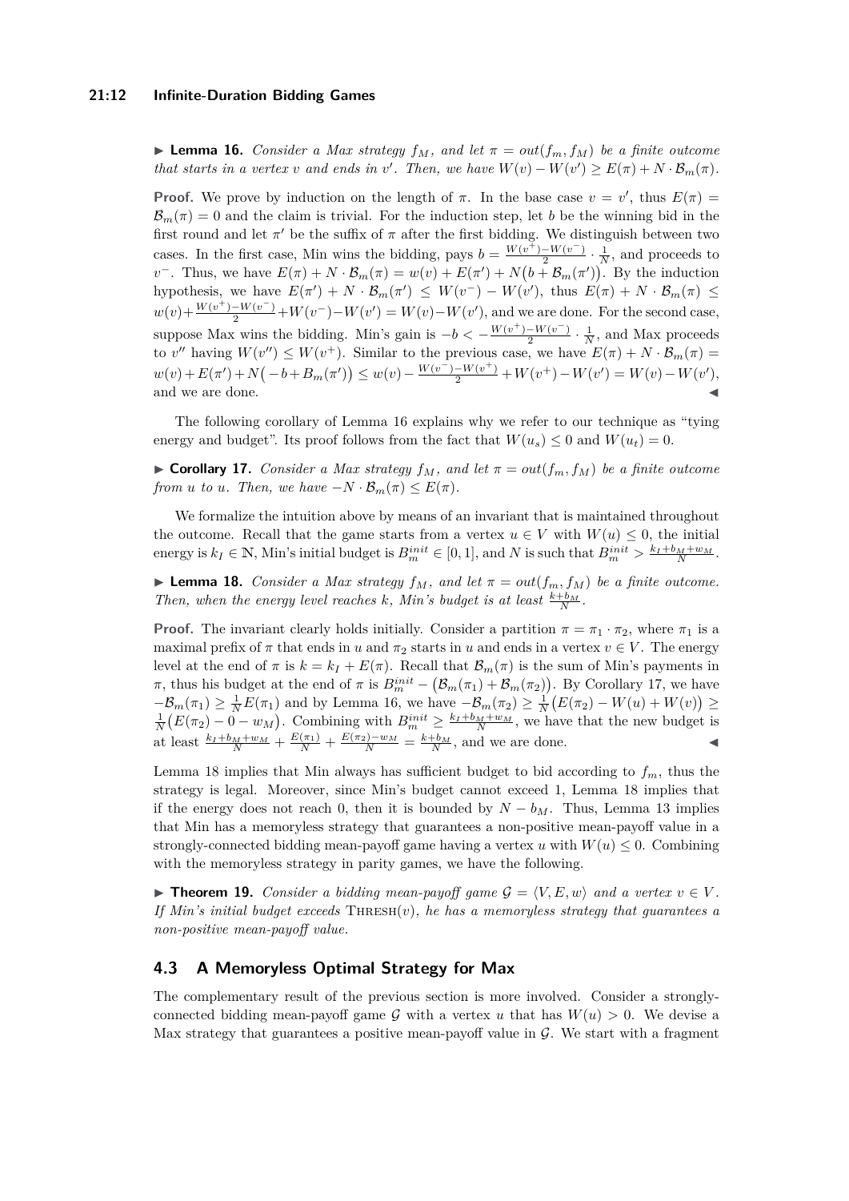▶ **Lemma 16.** *Consider a Max strategy $f_M$, and let $\pi = out(f_m, f_M)$ be a finite outcome that starts in a vertex $v$ and ends in $v'$. Then, we have $W(v) - W(v') \geq E(\pi) + N \cdot \mathcal{B}_m(\pi)$.*

**Proof.** We prove by induction on the length of $\pi$. In the base case $v = v'$, thus $E(\pi) = \mathcal{B}_m(\pi) = 0$ and the claim is trivial. For the induction step, let $b$ be the winning bid in the first round and let $\pi'$ be the suffix of $\pi$ after the first bidding. We distinguish between two cases. In the first case, Min wins the bidding, pays $b = \frac{W(v^+) - W(v^-)}{2} \cdot \frac{1}{N}$, and proceeds to $v^-$. Thus, we have $E(\pi) + N \cdot \mathcal{B}_m(\pi) = w(v) + E(\pi') + N\big(b + \mathcal{B}_m(\pi')\big)$. By the induction hypothesis, we have $E(\pi') + N \cdot \mathcal{B}_m(\pi') \leq W(v^-) - W(v')$, thus $E(\pi) + N \cdot \mathcal{B}_m(\pi) \leq w(v) + \frac{W(v^+) - W(v^-)}{2} + W(v^-) - W(v') = W(v) - W(v')$, and we are done. For the second case, suppose Max wins the bidding. Min's gain is $-b < -\frac{W(v^+) - W(v^-)}{2} \cdot \frac{1}{N}$, and Max proceeds to $v''$ having $W(v'') \leq W(v^+)$. Similar to the previous case, we have $E(\pi) + N \cdot \mathcal{B}_m(\pi) = w(v) + E(\pi') + N\big(-b + B_m(\pi')\big) \leq w(v) - \frac{W(v^-) - W(v^+)}{2} + W(v^+) - W(v') = W(v) - W(v')$, and we are done. ◀

The following corollary of Lemma 16 explains why we refer to our technique as "tying energy and budget". Its proof follows from the fact that $W(u_s) \leq 0$ and $W(u_t) = 0$.

▶ **Corollary 17.** *Consider a Max strategy $f_M$, and let $\pi = out(f_m, f_M)$ be a finite outcome from $u$ to $u$. Then, we have $-N \cdot \mathcal{B}_m(\pi) \leq E(\pi)$.*

We formalize the intuition above by means of an invariant that is maintained throughout the outcome. Recall that the game starts from a vertex $u \in V$ with $W(u) \leq 0$, the initial energy is $k_I \in \mathbb{N}$, Min's initial budget is $B_m^{init} \in [0, 1]$, and $N$ is such that $B_m^{init} > \frac{k_I + b_M + w_M}{N}$.

▶ **Lemma 18.** *Consider a Max strategy $f_M$, and let $\pi = out(f_m, f_M)$ be a finite outcome. Then, when the energy level reaches $k$, Min's budget is at least $\frac{k + b_M}{N}$.*

**Proof.** The invariant clearly holds initially. Consider a partition $\pi = \pi_1 \cdot \pi_2$, where $\pi_1$ is a maximal prefix of $\pi$ that ends in $u$ and $\pi_2$ starts in $u$ and ends in a vertex $v \in V$. The energy level at the end of $\pi$ is $k = k_I + E(\pi)$. Recall that $\mathcal{B}_m(\pi)$ is the sum of Min's payments in $\pi$, thus his budget at the end of $\pi$ is $B_m^{init} - \big(\mathcal{B}_m(\pi_1) + \mathcal{B}_m(\pi_2)\big)$. By Corollary 17, we have $-\mathcal{B}_m(\pi_1) \geq \frac{1}{N} E(\pi_1)$ and by Lemma 16, we have $-\mathcal{B}_m(\pi_2) \geq \frac{1}{N}\big(E(\pi_2) - W(u) + W(v)\big) \geq \frac{1}{N}\big(E(\pi_2) - 0 - w_M\big)$. Combining with $B_m^{init} \geq \frac{k_I + b_M + w_M}{N}$, we have that the new budget is at least $\frac{k_I + b_M + w_M}{N} + \frac{E(\pi_1)}{N} + \frac{E(\pi_2) - w_M}{N} = \frac{k + b_M}{N}$, and we are done. ◀

Lemma 18 implies that Min always has sufficient budget to bid according to $f_m$, thus the strategy is legal. Moreover, since Min's budget cannot exceed 1, Lemma 18 implies that if the energy does not reach 0, then it is bounded by $N - b_M$. Thus, Lemma 13 implies that Min has a memoryless strategy that guarantees a non-positive mean-payoff value in a strongly-connected bidding mean-payoff game having a vertex $u$ with $W(u) \leq 0$. Combining with the memoryless strategy in parity games, we have the following.

▶ **Theorem 19.** *Consider a bidding mean-payoff game $\mathcal{G} = \langle V, E, w \rangle$ and a vertex $v \in V$. If Min's initial budget exceeds* Thresh$(v)$*, he has a memoryless strategy that guarantees a non-positive mean-payoff value.*

## 4.3 A Memoryless Optimal Strategy for Max

The complementary result of the previous section is more involved. Consider a strongly-connected bidding mean-payoff game $\mathcal{G}$ with a vertex $u$ that has $W(u) > 0$. We devise a Max strategy that guarantees a positive mean-payoff value in $\mathcal{G}$. We start with a fragment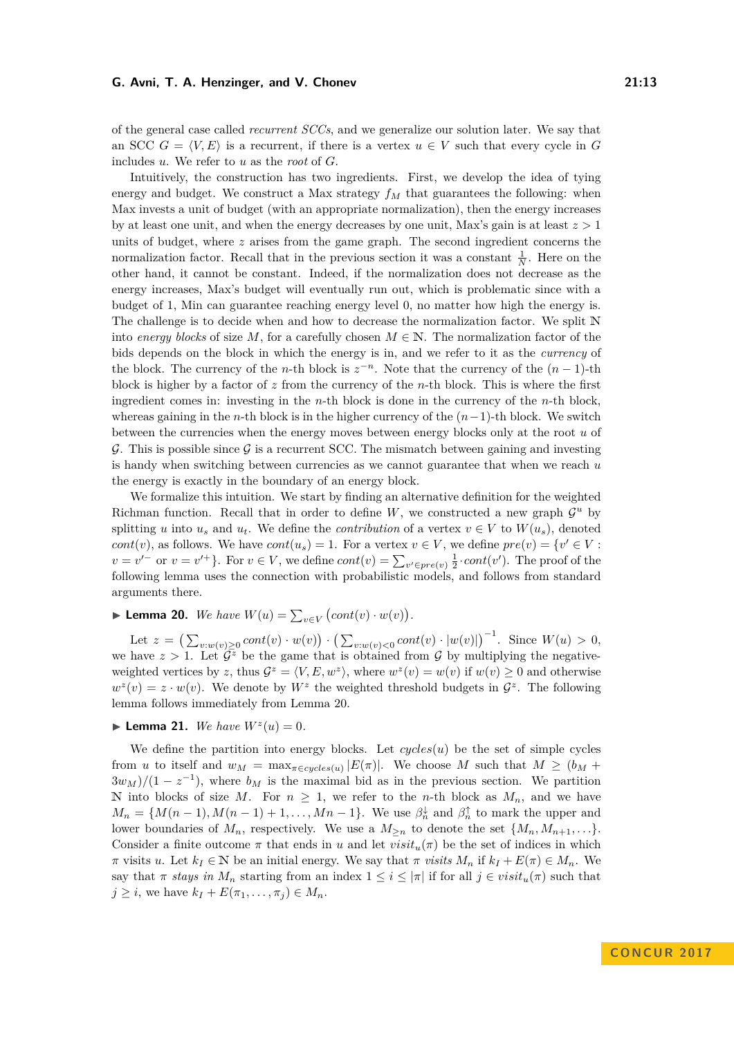of the general case called *recurrent SCCs*, and we generalize our solution later. We say that an SCC $G = \langle V, E\rangle$ is a recurrent, if there is a vertex $u \in V$ such that every cycle in $G$ includes $u$. We refer to $u$ as the *root* of $G$.

Intuitively, the construction has two ingredients. First, we develop the idea of tying energy and budget. We construct a Max strategy $f_M$ that guarantees the following: when Max invests a unit of budget (with an appropriate normalization), then the energy increases by at least one unit, and when the energy decreases by one unit, Max's gain is at least $z > 1$ units of budget, where $z$ arises from the game graph. The second ingredient concerns the normalization factor. Recall that in the previous section it was a constant $\frac{1}{N}$. Here on the other hand, it cannot be constant. Indeed, if the normalization does not decrease as the energy increases, Max's budget will eventually run out, which is problematic since with a budget of 1, Min can guarantee reaching energy level 0, no matter how high the energy is. The challenge is to decide when and how to decrease the normalization factor. We split $\mathbb{N}$ into *energy blocks* of size $M$, for a carefully chosen $M \in \mathbb{N}$. The normalization factor of the bids depends on the block in which the energy is in, and we refer to it as the *currency* of the block. The currency of the $n$-th block is $z^{-n}$. Note that the currency of the $(n-1)$-th block is higher by a factor of $z$ from the currency of the $n$-th block. This is where the first ingredient comes in: investing in the $n$-th block is done in the currency of the $n$-th block, whereas gaining in the $n$-th block is in the higher currency of the $(n-1)$-th block. We switch between the currencies when the energy moves between energy blocks only at the root $u$ of $\mathcal{G}$. This is possible since $\mathcal{G}$ is a recurrent SCC. The mismatch between gaining and investing is handy when switching between currencies as we cannot guarantee that when we reach $u$ the energy is exactly in the boundary of an energy block.

We formalize this intuition. We start by finding an alternative definition for the weighted Richman function. Recall that in order to define $W$, we constructed a new graph $\mathcal{G}^u$ by splitting $u$ into $u_s$ and $u_t$. We define the *contribution* of a vertex $v \in V$ to $W(u_s)$, denoted $cont(v)$, as follows. We have $cont(u_s) = 1$. For a vertex $v \in V$, we define $pre(v) = \{v' \in V : v = v'^- \text{ or } v = v'^+\}$. For $v \in V$, we define $cont(v) = \sum_{v' \in pre(v)} \frac{1}{2} \cdot cont(v')$. The proof of the following lemma uses the connection with probabilistic models, and follows from standard arguments there.

▶ **Lemma 20.** *We have* $W(u) = \sum_{v \in V} \big(cont(v) \cdot w(v)\big)$.

Let $z = \big(\sum_{v : w(v) \geq 0} cont(v) \cdot w(v)\big) \cdot \big(\sum_{v : w(v) < 0} cont(v) \cdot |w(v)|\big)^{-1}$. Since $W(u) > 0$, we have $z > 1$. Let $\mathcal{G}^z$ be the game that is obtained from $\mathcal{G}$ by multiplying the negative-weighted vertices by $z$, thus $\mathcal{G}^z = \langle V, E, w^z\rangle$, where $w^z(v) = w(v)$ if $w(v) \geq 0$ and otherwise $w^z(v) = z \cdot w(v)$. We denote by $W^z$ the weighted threshold budgets in $\mathcal{G}^z$. The following lemma follows immediately from Lemma 20.

▶ **Lemma 21.** *We have* $W^z(u) = 0$.

We define the partition into energy blocks. Let $cycles(u)$ be the set of simple cycles from $u$ to itself and $w_M = \max_{\pi \in cycles(u)} |E(\pi)|$. We choose $M$ such that $M \geq (b_M + 3w_M)/(1 - z^{-1})$, where $b_M$ is the maximal bid as in the previous section. We partition $\mathbb{N}$ into blocks of size $M$. For $n \geq 1$, we refer to the $n$-th block as $M_n$, and we have $M_n = \{M(n-1), M(n-1)+1, \ldots, Mn-1\}$. We use $\beta_n^{\downarrow}$ and $\beta_n^{\uparrow}$ to mark the upper and lower boundaries of $M_n$, respectively. We use a $M_{\geq n}$ to denote the set $\{M_n, M_{n+1}, \ldots\}$. Consider a finite outcome $\pi$ that ends in $u$ and let $visit_u(\pi)$ be the set of indices in which $\pi$ visits $u$. Let $k_I \in \mathbb{N}$ be an initial energy. We say that $\pi$ *visits* $M_n$ if $k_I + E(\pi) \in M_n$. We say that $\pi$ *stays in* $M_n$ starting from an index $1 \leq i \leq |\pi|$ if for all $j \in visit_u(\pi)$ such that $j \geq i$, we have $k_I + E(\pi_1, \ldots, \pi_j) \in M_n$.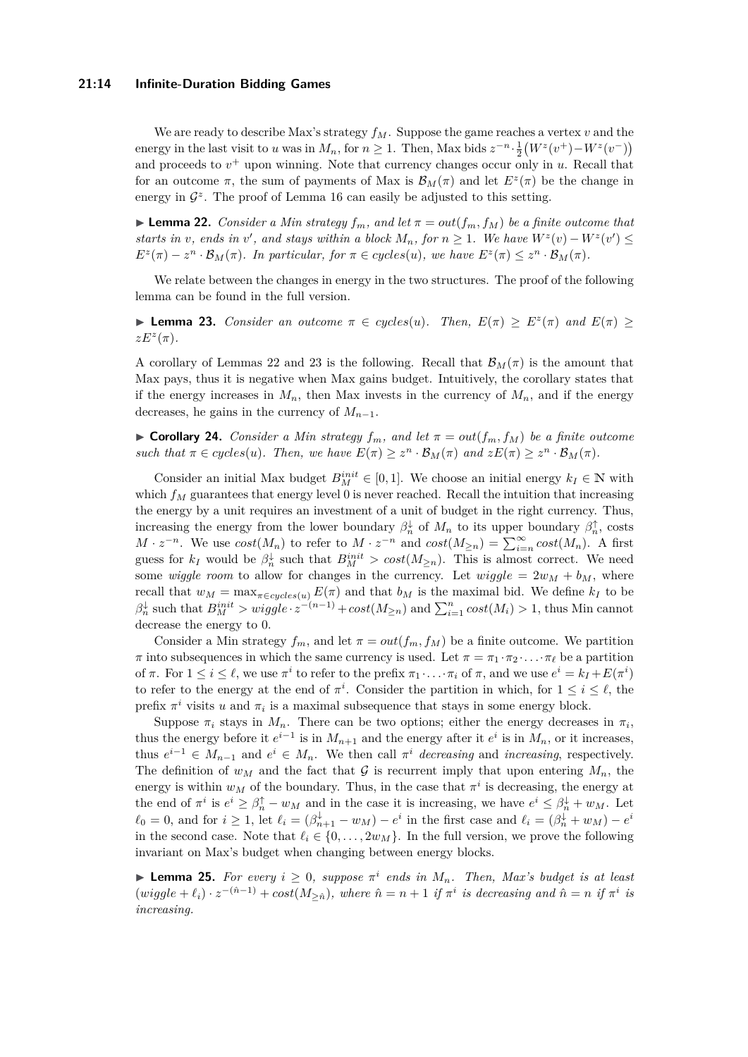We are ready to describe Max's strategy $f_M$. Suppose the game reaches a vertex $v$ and the energy in the last visit to $u$ was in $M_n$, for $n \geq 1$. Then, Max bids $z^{-n} \cdot \frac{1}{2}\big(W^z(v^+) - W^z(v^-)\big)$ and proceeds to $v^+$ upon winning. Note that currency changes occur only in $u$. Recall that for an outcome $\pi$, the sum of payments of Max is $\mathcal{B}_M(\pi)$ and let $E^z(\pi)$ be the change in energy in $\mathcal{G}^z$. The proof of Lemma 16 can easily be adjusted to this setting.

▶ **Lemma 22.** *Consider a Min strategy $f_m$, and let $\pi = out(f_m, f_M)$ be a finite outcome that starts in $v$, ends in $v'$, and stays within a block $M_n$, for $n \geq 1$. We have $W^z(v) - W^z(v') \leq E^z(\pi) - z^n \cdot \mathcal{B}_M(\pi)$. In particular, for $\pi \in cycles(u)$, we have $E^z(\pi) \leq z^n \cdot \mathcal{B}_M(\pi)$.*

We relate between the changes in energy in the two structures. The proof of the following lemma can be found in the full version.

▶ **Lemma 23.** *Consider an outcome $\pi \in cycles(u)$. Then, $E(\pi) \geq E^z(\pi)$ and $E(\pi) \geq zE^z(\pi)$.*

A corollary of Lemmas 22 and 23 is the following. Recall that $\mathcal{B}_M(\pi)$ is the amount that Max pays, thus it is negative when Max gains budget. Intuitively, the corollary states that if the energy increases in $M_n$, then Max invests in the currency of $M_n$, and if the energy decreases, he gains in the currency of $M_{n-1}$.

▶ **Corollary 24.** *Consider a Min strategy $f_m$, and let $\pi = out(f_m, f_M)$ be a finite outcome such that $\pi \in cycles(u)$. Then, we have $E(\pi) \geq z^n \cdot \mathcal{B}_M(\pi)$ and $zE(\pi) \geq z^n \cdot \mathcal{B}_M(\pi)$.*

Consider an initial Max budget $B_M^{init} \in [0, 1]$. We choose an initial energy $k_I \in \mathbb{N}$ with which $f_M$ guarantees that energy level 0 is never reached. Recall the intuition that increasing the energy by a unit requires an investment of a unit of budget in the right currency. Thus, increasing the energy from the lower boundary $\beta_n^{\downarrow}$ of $M_n$ to its upper boundary $\beta_n^{\uparrow}$, costs $M \cdot z^{-n}$. We use $cost(M_n)$ to refer to $M \cdot z^{-n}$ and $cost(M_{\geq n}) = \sum_{i=n}^{\infty} cost(M_n)$. A first guess for $k_I$ would be $\beta_n^{\downarrow}$ such that $B_M^{init} > cost(M_{\geq n})$. This is almost correct. We need some *wiggle room* to allow for changes in the currency. Let $wiggle = 2w_M + b_M$, where recall that $w_M = \max_{\pi \in cycles(u)} E(\pi)$ and that $b_M$ is the maximal bid. We define $k_I$ to be $\beta_n^{\downarrow}$ such that $B_M^{init} > wiggle \cdot z^{-(n-1)} + cost(M_{\geq n})$ and $\sum_{i=1}^{n} cost(M_i) > 1$, thus Min cannot decrease the energy to 0.

Consider a Min strategy $f_m$, and let $\pi = out(f_m, f_M)$ be a finite outcome. We partition $\pi$ into subsequences in which the same currency is used. Let $\pi = \pi_1 \cdot \pi_2 \cdot \ldots \cdot \pi_\ell$ be a partition of $\pi$. For $1 \leq i \leq \ell$, we use $\pi^i$ to refer to the prefix $\pi_1 \cdot \ldots \cdot \pi_i$ of $\pi$, and we use $e^i = k_I + E(\pi^i)$ to refer to the energy at the end of $\pi^i$. Consider the partition in which, for $1 \leq i \leq \ell$, the prefix $\pi^i$ visits $u$ and $\pi_i$ is a maximal subsequence that stays in some energy block.

Suppose $\pi_i$ stays in $M_n$. There can be two options; either the energy decreases in $\pi_i$, thus the energy before it $e^{i-1}$ is in $M_{n+1}$ and the energy after it $e^i$ is in $M_n$, or it increases, thus $e^{i-1} \in M_{n-1}$ and $e^i \in M_n$. We then call $\pi^i$ *decreasing* and *increasing*, respectively. The definition of $w_M$ and the fact that $\mathcal{G}$ is recurrent imply that upon entering $M_n$, the energy is within $w_M$ of the boundary. Thus, in the case that $\pi^i$ is decreasing, the energy at the end of $\pi^i$ is $e^i \geq \beta_n^{\uparrow} - w_M$ and in the case it is increasing, we have $e^i \leq \beta_n^{\downarrow} + w_M$. Let $\ell_0 = 0$, and for $i \geq 1$, let $\ell_i = (\beta_{n+1}^{\downarrow} - w_M) - e^i$ in the first case and $\ell_i = (\beta_n^{\downarrow} + w_M) - e^i$ in the second case. Note that $\ell_i \in \{0, \ldots, 2w_M\}$. In the full version, we prove the following invariant on Max's budget when changing between energy blocks.

▶ **Lemma 25.** *For every $i \geq 0$, suppose $\pi^i$ ends in $M_n$. Then, Max's budget is at least $(wiggle + \ell_i) \cdot z^{-(\hat{n}-1)} + cost(M_{\geq \hat{n}})$, where $\hat{n} = n + 1$ if $\pi^i$ is decreasing and $\hat{n} = n$ if $\pi^i$ is increasing.*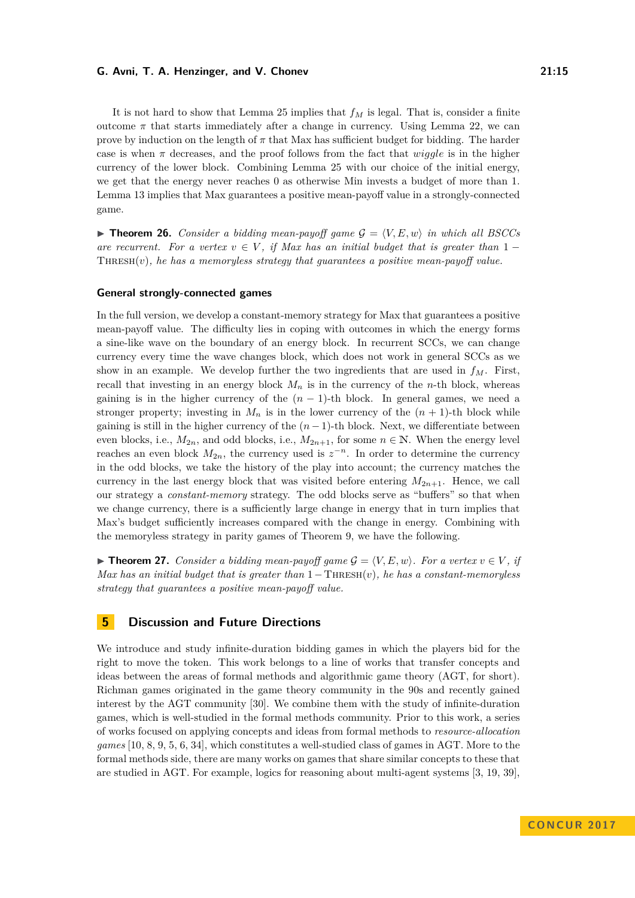It is not hard to show that Lemma 25 implies that $f_M$ is legal. That is, consider a finite outcome $\pi$ that starts immediately after a change in currency. Using Lemma 22, we can prove by induction on the length of $\pi$ that Max has sufficient budget for bidding. The harder case is when $\pi$ decreases, and the proof follows from the fact that *wiggle* is in the higher currency of the lower block. Combining Lemma 25 with our choice of the initial energy, we get that the energy never reaches 0 as otherwise Min invests a budget of more than 1. Lemma 13 implies that Max guarantees a positive mean-payoff value in a strongly-connected game.

▶ **Theorem 26.** *Consider a bidding mean-payoff game $\mathcal{G} = \langle V, E, w \rangle$ in which all BSCCs are recurrent. For a vertex $v \in V$, if Max has an initial budget that is greater than $1 - \text{THRESH}(v)$, he has a memoryless strategy that guarantees a positive mean-payoff value.*

### General strongly-connected games

In the full version, we develop a constant-memory strategy for Max that guarantees a positive mean-payoff value. The difficulty lies in coping with outcomes in which the energy forms a sine-like wave on the boundary of an energy block. In recurrent SCCs, we can change currency every time the wave changes block, which does not work in general SCCs as we show in an example. We develop further the two ingredients that are used in $f_M$. First, recall that investing in an energy block $M_n$ is in the currency of the $n$-th block, whereas gaining is in the higher currency of the $(n-1)$-th block. In general games, we need a stronger property; investing in $M_n$ is in the lower currency of the $(n+1)$-th block while gaining is still in the higher currency of the $(n-1)$-th block. Next, we differentiate between even blocks, i.e., $M_{2n}$, and odd blocks, i.e., $M_{2n+1}$, for some $n \in \mathbb{N}$. When the energy level reaches an even block $M_{2n}$, the currency used is $z^{-n}$. In order to determine the currency in the odd blocks, we take the history of the play into account; the currency matches the currency in the last energy block that was visited before entering $M_{2n+1}$. Hence, we call our strategy a *constant-memory* strategy. The odd blocks serve as "buffers" so that when we change currency, there is a sufficiently large change in energy that in turn implies that Max's budget sufficiently increases compared with the change in energy. Combining with the memoryless strategy in parity games of Theorem 9, we have the following.

▶ **Theorem 27.** *Consider a bidding mean-payoff game $\mathcal{G} = \langle V, E, w \rangle$. For a vertex $v \in V$, if Max has an initial budget that is greater than $1 - \text{THRESH}(v)$, he has a constant-memoryless strategy that guarantees a positive mean-payoff value.*

## 5 Discussion and Future Directions

We introduce and study infinite-duration bidding games in which the players bid for the right to move the token. This work belongs to a line of works that transfer concepts and ideas between the areas of formal methods and algorithmic game theory (AGT, for short). Richman games originated in the game theory community in the 90s and recently gained interest by the AGT community [30]. We combine them with the study of infinite-duration games, which is well-studied in the formal methods community. Prior to this work, a series of works focused on applying concepts and ideas from formal methods to *resource-allocation games* [10, 8, 9, 5, 6, 34], which constitutes a well-studied class of games in AGT. More to the formal methods side, there are many works on games that share similar concepts to these that are studied in AGT. For example, logics for reasoning about multi-agent systems [3, 19, 39],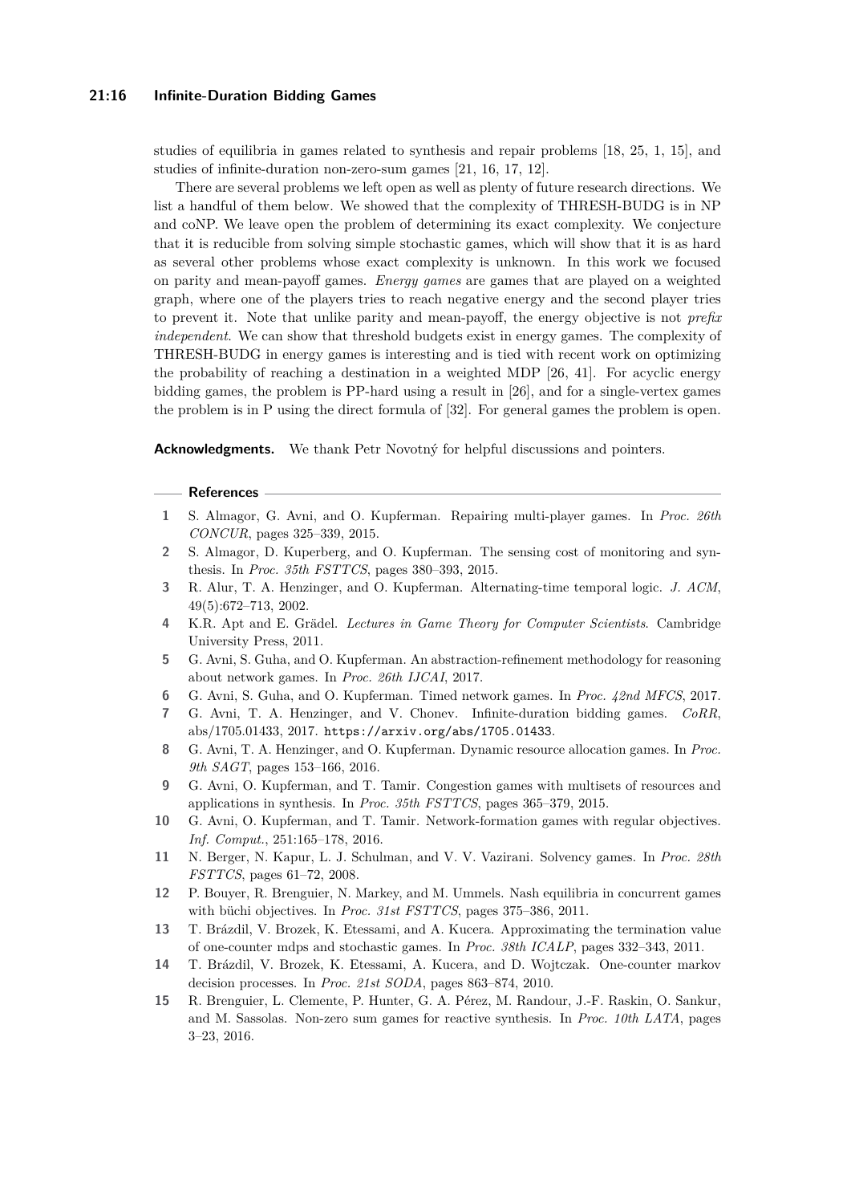studies of equilibria in games related to synthesis and repair problems [18, 25, 1, 15], and studies of infinite-duration non-zero-sum games [21, 16, 17, 12].

There are several problems we left open as well as plenty of future research directions. We list a handful of them below. We showed that the complexity of THRESH-BUDG is in NP and coNP. We leave open the problem of determining its exact complexity. We conjecture that it is reducible from solving simple stochastic games, which will show that it is as hard as several other problems whose exact complexity is unknown. In this work we focused on parity and mean-payoff games. *Energy games* are games that are played on a weighted graph, where one of the players tries to reach negative energy and the second player tries to prevent it. Note that unlike parity and mean-payoff, the energy objective is not *prefix independent*. We can show that threshold budgets exist in energy games. The complexity of THRESH-BUDG in energy games is interesting and is tied with recent work on optimizing the probability of reaching a destination in a weighted MDP [26, 41]. For acyclic energy bidding games, the problem is PP-hard using a result in [26], and for a single-vertex games the problem is in P using the direct formula of [32]. For general games the problem is open.

**Acknowledgments.** We thank Petr Novotný for helpful discussions and pointers.

## References

1. S. Almagor, G. Avni, and O. Kupferman. Repairing multi-player games. In *Proc. 26th CONCUR*, pages 325–339, 2015.
2. S. Almagor, D. Kuperberg, and O. Kupferman. The sensing cost of monitoring and synthesis. In *Proc. 35th FSTTCS*, pages 380–393, 2015.
3. R. Alur, T. A. Henzinger, and O. Kupferman. Alternating-time temporal logic. *J. ACM*, 49(5):672–713, 2002.
4. K.R. Apt and E. Grädel. *Lectures in Game Theory for Computer Scientists*. Cambridge University Press, 2011.
5. G. Avni, S. Guha, and O. Kupferman. An abstraction-refinement methodology for reasoning about network games. In *Proc. 26th IJCAI*, 2017.
6. G. Avni, S. Guha, and O. Kupferman. Timed network games. In *Proc. 42nd MFCS*, 2017.
7. G. Avni, T. A. Henzinger, and V. Chonev. Infinite-duration bidding games. *CoRR*, abs/1705.01433, 2017. https://arxiv.org/abs/1705.01433.
8. G. Avni, T. A. Henzinger, and O. Kupferman. Dynamic resource allocation games. In *Proc. 9th SAGT*, pages 153–166, 2016.
9. G. Avni, O. Kupferman, and T. Tamir. Congestion games with multisets of resources and applications in synthesis. In *Proc. 35th FSTTCS*, pages 365–379, 2015.
10. G. Avni, O. Kupferman, and T. Tamir. Network-formation games with regular objectives. *Inf. Comput.*, 251:165–178, 2016.
11. N. Berger, N. Kapur, L. J. Schulman, and V. V. Vazirani. Solvency games. In *Proc. 28th FSTTCS*, pages 61–72, 2008.
12. P. Bouyer, R. Brenguier, N. Markey, and M. Ummels. Nash equilibria in concurrent games with büchi objectives. In *Proc. 31st FSTTCS*, pages 375–386, 2011.
13. T. Brázdil, V. Brozek, K. Etessami, and A. Kucera. Approximating the termination value of one-counter mdps and stochastic games. In *Proc. 38th ICALP*, pages 332–343, 2011.
14. T. Brázdil, V. Brozek, K. Etessami, A. Kucera, and D. Wojtczak. One-counter markov decision processes. In *Proc. 21st SODA*, pages 863–874, 2010.
15. R. Brenguier, L. Clemente, P. Hunter, G. A. Pérez, M. Randour, J.-F. Raskin, O. Sankur, and M. Sassolas. Non-zero sum games for reactive synthesis. In *Proc. 10th LATA*, pages 3–23, 2016.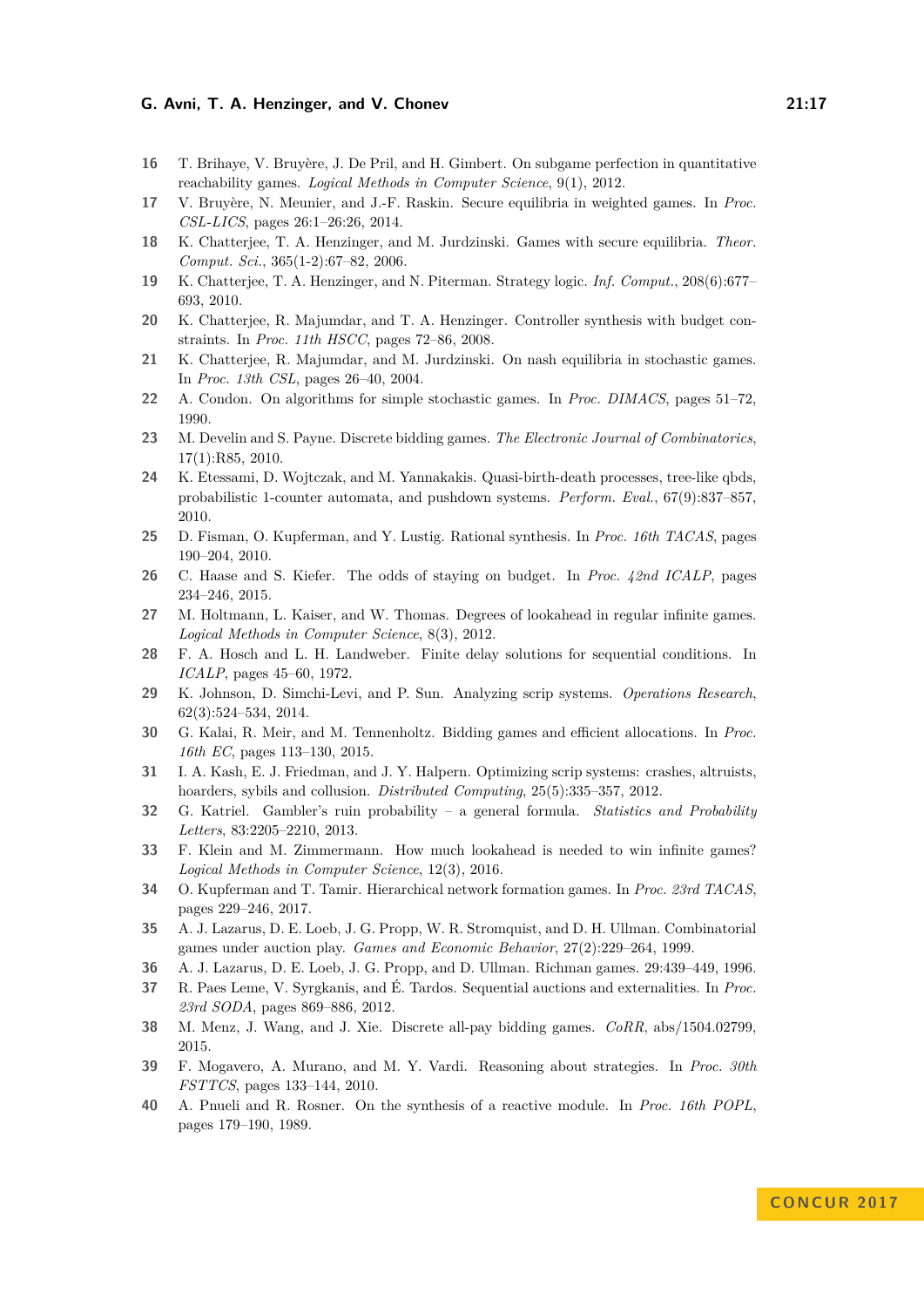16 T. Brihaye, V. Bruyère, J. De Pril, and H. Gimbert. On subgame perfection in quantitative reachability games. *Logical Methods in Computer Science*, 9(1), 2012.

17 V. Bruyère, N. Meunier, and J.-F. Raskin. Secure equilibria in weighted games. In *Proc. CSL-LICS*, pages 26:1–26:26, 2014.

18 K. Chatterjee, T. A. Henzinger, and M. Jurdzinski. Games with secure equilibria. *Theor. Comput. Sci.*, 365(1-2):67–82, 2006.

19 K. Chatterjee, T. A. Henzinger, and N. Piterman. Strategy logic. *Inf. Comput.*, 208(6):677–693, 2010.

20 K. Chatterjee, R. Majumdar, and T. A. Henzinger. Controller synthesis with budget constraints. In *Proc. 11th HSCC*, pages 72–86, 2008.

21 K. Chatterjee, R. Majumdar, and M. Jurdzinski. On nash equilibria in stochastic games. In *Proc. 13th CSL*, pages 26–40, 2004.

22 A. Condon. On algorithms for simple stochastic games. In *Proc. DIMACS*, pages 51–72, 1990.

23 M. Develin and S. Payne. Discrete bidding games. *The Electronic Journal of Combinatorics*, 17(1):R85, 2010.

24 K. Etessami, D. Wojtczak, and M. Yannakakis. Quasi-birth-death processes, tree-like qbds, probabilistic 1-counter automata, and pushdown systems. *Perform. Eval.*, 67(9):837–857, 2010.

25 D. Fisman, O. Kupferman, and Y. Lustig. Rational synthesis. In *Proc. 16th TACAS*, pages 190–204, 2010.

26 C. Haase and S. Kiefer. The odds of staying on budget. In *Proc. 42nd ICALP*, pages 234–246, 2015.

27 M. Holtmann, L. Kaiser, and W. Thomas. Degrees of lookahead in regular infinite games. *Logical Methods in Computer Science*, 8(3), 2012.

28 F. A. Hosch and L. H. Landweber. Finite delay solutions for sequential conditions. In *ICALP*, pages 45–60, 1972.

29 K. Johnson, D. Simchi-Levi, and P. Sun. Analyzing scrip systems. *Operations Research*, 62(3):524–534, 2014.

30 G. Kalai, R. Meir, and M. Tennenholtz. Bidding games and efficient allocations. In *Proc. 16th EC*, pages 113–130, 2015.

31 I. A. Kash, E. J. Friedman, and J. Y. Halpern. Optimizing scrip systems: crashes, altruists, hoarders, sybils and collusion. *Distributed Computing*, 25(5):335–357, 2012.

32 G. Katriel. Gambler's ruin probability – a general formula. *Statistics and Probability Letters*, 83:2205–2210, 2013.

33 F. Klein and M. Zimmermann. How much lookahead is needed to win infinite games? *Logical Methods in Computer Science*, 12(3), 2016.

34 O. Kupferman and T. Tamir. Hierarchical network formation games. In *Proc. 23rd TACAS*, pages 229–246, 2017.

35 A. J. Lazarus, D. E. Loeb, J. G. Propp, W. R. Stromquist, and D. H. Ullman. Combinatorial games under auction play. *Games and Economic Behavior*, 27(2):229–264, 1999.

36 A. J. Lazarus, D. E. Loeb, J. G. Propp, and D. Ullman. Richman games. 29:439–449, 1996.

37 R. Paes Leme, V. Syrgkanis, and É. Tardos. Sequential auctions and externalities. In *Proc. 23rd SODA*, pages 869–886, 2012.

38 M. Menz, J. Wang, and J. Xie. Discrete all-pay bidding games. *CoRR*, abs/1504.02799, 2015.

39 F. Mogavero, A. Murano, and M. Y. Vardi. Reasoning about strategies. In *Proc. 30th FSTTCS*, pages 133–144, 2010.

40 A. Pnueli and R. Rosner. On the synthesis of a reactive module. In *Proc. 16th POPL*, pages 179–190, 1989.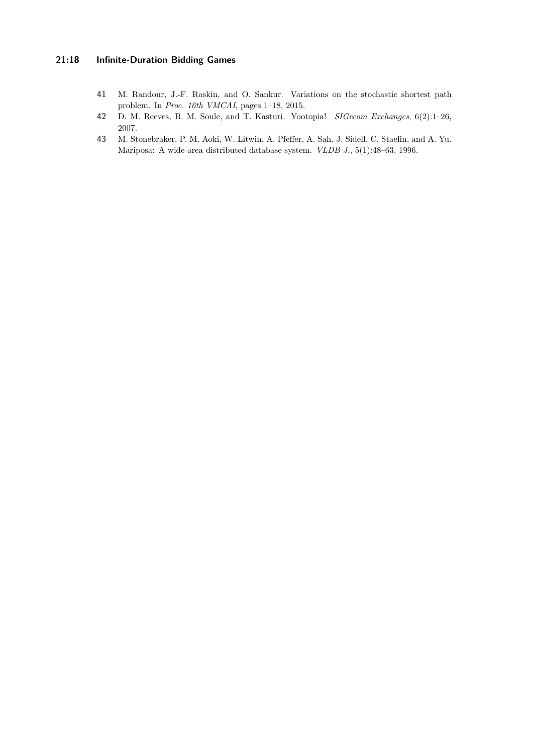41 M. Randour, J.-F. Raskin, and O. Sankur. Variations on the stochastic shortest path problem. In *Proc. 16th VMCAI*, pages 1–18, 2015.

42 D. M. Reeves, B. M. Soule, and T. Kasturi. Yootopia! *SIGecom Exchanges*, 6(2):1–26, 2007.

43 M. Stonebraker, P. M. Aoki, W. Litwin, A. Pfeffer, A. Sah, J. Sidell, C. Staelin, and A. Yu. Mariposa: A wide-area distributed database system. *VLDB J.*, 5(1):48–63, 1996.